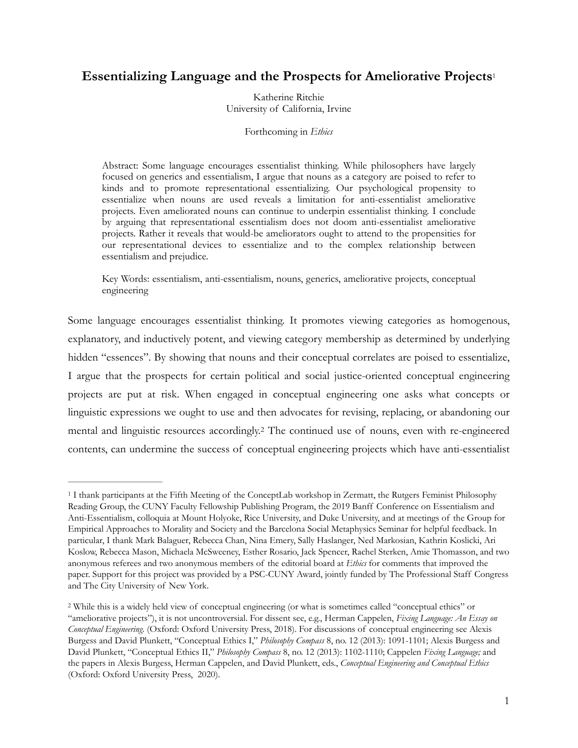# Essentializing Language and the Prospects for Ameliorative Projects[1]

Katherine Ritchie
University of California, Irvine

Forthcoming in *Ethics*

> Abstract: Some language encourages essentialist thinking. While philosophers have largely focused on generics and essentialism, I argue that nouns as a category are poised to refer to kinds and to promote representational essentializing. Our psychological propensity to essentialize when nouns are used reveals a limitation for anti-essentialist ameliorative projects. Even ameliorated nouns can continue to underpin essentialist thinking. I conclude by arguing that representational essentialism does not doom anti-essentialist ameliorative projects. Rather it reveals that would-be ameliorators ought to attend to the propensities for our representational devices to essentialize and to the complex relationship between essentialism and prejudice.
>
> Key Words: essentialism, anti-essentialism, nouns, generics, ameliorative projects, conceptual engineering

Some language encourages essentialist thinking. It promotes viewing categories as homogenous, explanatory, and inductively potent, and viewing category membership as determined by underlying hidden "essences". By showing that nouns and their conceptual correlates are poised to essentialize, I argue that the prospects for certain political and social justice-oriented conceptual engineering projects are put at risk. When engaged in conceptual engineering one asks what concepts or linguistic expressions we ought to use and then advocates for revising, replacing, or abandoning our mental and linguistic resources accordingly.[2] The continued use of nouns, even with re-engineered contents, can undermine the success of conceptual engineering projects which have anti-essentialist

---

[1] I thank participants at the Fifth Meeting of the ConceptLab workshop in Zermatt, the Rutgers Feminist Philosophy Reading Group, the CUNY Faculty Fellowship Publishing Program, the 2019 Banff Conference on Essentialism and Anti-Essentialism, colloquia at Mount Holyoke, Rice University, and Duke University, and at meetings of the Group for Empirical Approaches to Morality and Society and the Barcelona Social Metaphysics Seminar for helpful feedback. In particular, I thank Mark Balaguer, Rebecca Chan, Nina Emery, Sally Haslanger, Ned Markosian, Kathrin Koslicki, Ari Koslow, Rebecca Mason, Michaela McSweeney, Esther Rosario, Jack Spencer, Rachel Sterken, Amie Thomasson, and two anonymous referees and two anonymous members of the editorial board at *Ethics* for comments that improved the paper. Support for this project was provided by a PSC-CUNY Award, jointly funded by The Professional Staff Congress and The City University of New York.

[2] While this is a widely held view of conceptual engineering (or what is sometimes called "conceptual ethics" or "ameliorative projects"), it is not uncontroversial. For dissent see, e.g., Herman Cappelen, *Fixing Language: An Essay on Conceptual Engineering*. (Oxford: Oxford University Press, 2018). For discussions of conceptual engineering see Alexis Burgess and David Plunkett, "Conceptual Ethics I," *Philosophy Compass* 8, no. 12 (2013): 1091-1101; Alexis Burgess and David Plunkett, "Conceptual Ethics II," *Philosophy Compass* 8, no. 12 (2013): 1102-1110; Cappelen *Fixing Language;* and the papers in Alexis Burgess, Herman Cappelen, and David Plunkett, eds., *Conceptual Engineering and Conceptual Ethics* (Oxford: Oxford University Press, 2020).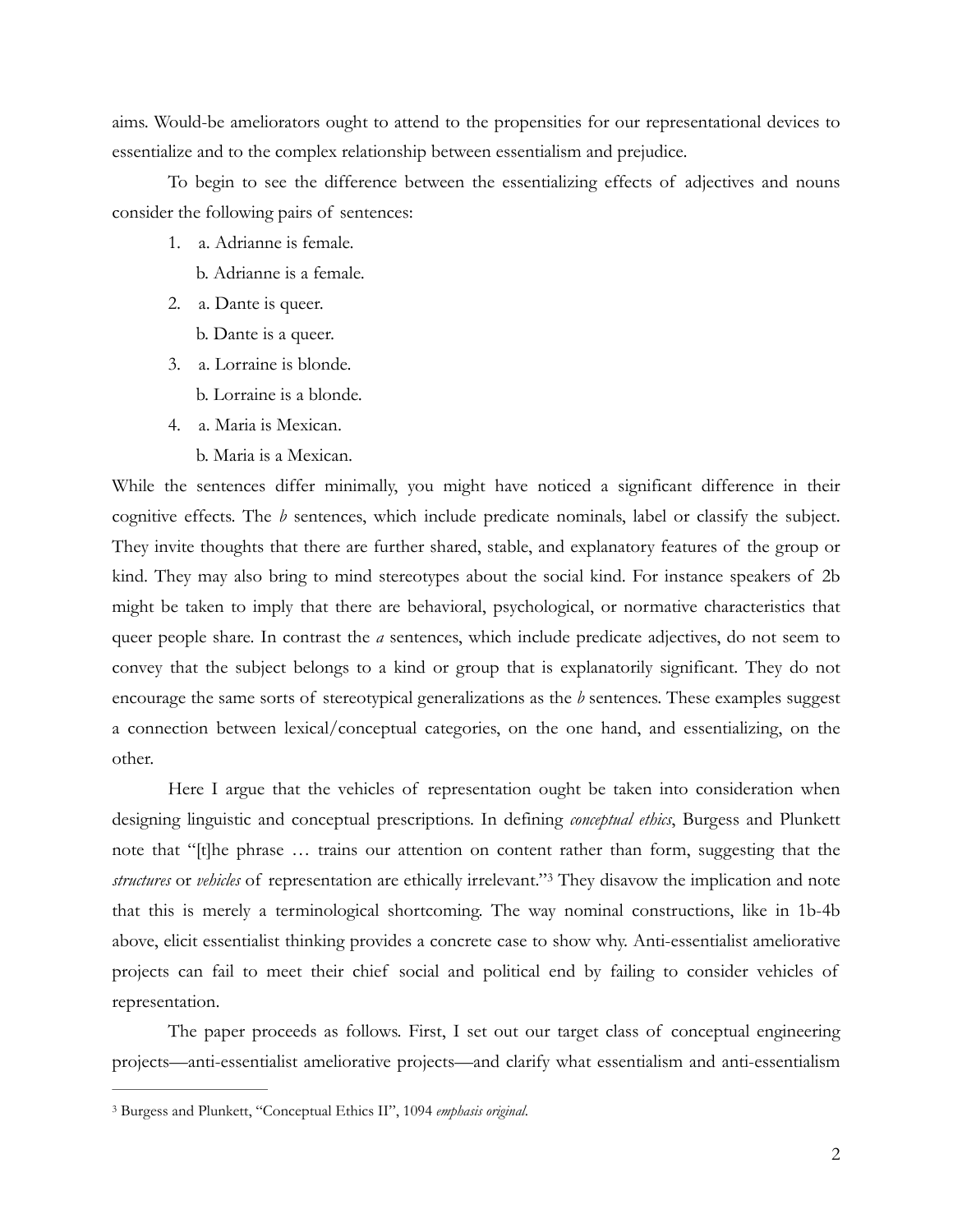aims. Would-be ameliorators ought to attend to the propensities for our representational devices to essentialize and to the complex relationship between essentialism and prejudice.

To begin to see the difference between the essentializing effects of adjectives and nouns consider the following pairs of sentences:

1. a. Adrianne is female.
   b. Adrianne is a female.
2. a. Dante is queer.
   b. Dante is a queer.
3. a. Lorraine is blonde.
   b. Lorraine is a blonde.
4. a. Maria is Mexican.
   b. Maria is a Mexican.

While the sentences differ minimally, you might have noticed a significant difference in their cognitive effects. The *b* sentences, which include predicate nominals, label or classify the subject. They invite thoughts that there are further shared, stable, and explanatory features of the group or kind. They may also bring to mind stereotypes about the social kind. For instance speakers of 2b might be taken to imply that there are behavioral, psychological, or normative characteristics that queer people share. In contrast the *a* sentences, which include predicate adjectives, do not seem to convey that the subject belongs to a kind or group that is explanatorily significant. They do not encourage the same sorts of stereotypical generalizations as the *b* sentences. These examples suggest a connection between lexical/conceptual categories, on the one hand, and essentializing, on the other.

Here I argue that the vehicles of representation ought be taken into consideration when designing linguistic and conceptual prescriptions. In defining *conceptual ethics*, Burgess and Plunkett note that "[t]he phrase … trains our attention on content rather than form, suggesting that the *structures* or *vehicles* of representation are ethically irrelevant."[3] They disavow the implication and note that this is merely a terminological shortcoming. The way nominal constructions, like in 1b-4b above, elicit essentialist thinking provides a concrete case to show why. Anti-essentialist ameliorative projects can fail to meet their chief social and political end by failing to consider vehicles of representation.

The paper proceeds as follows. First, I set out our target class of conceptual engineering projects—anti-essentialist ameliorative projects—and clarify what essentialism and anti-essentialism

---

[3] Burgess and Plunkett, "Conceptual Ethics II", 1094 *emphasis original.*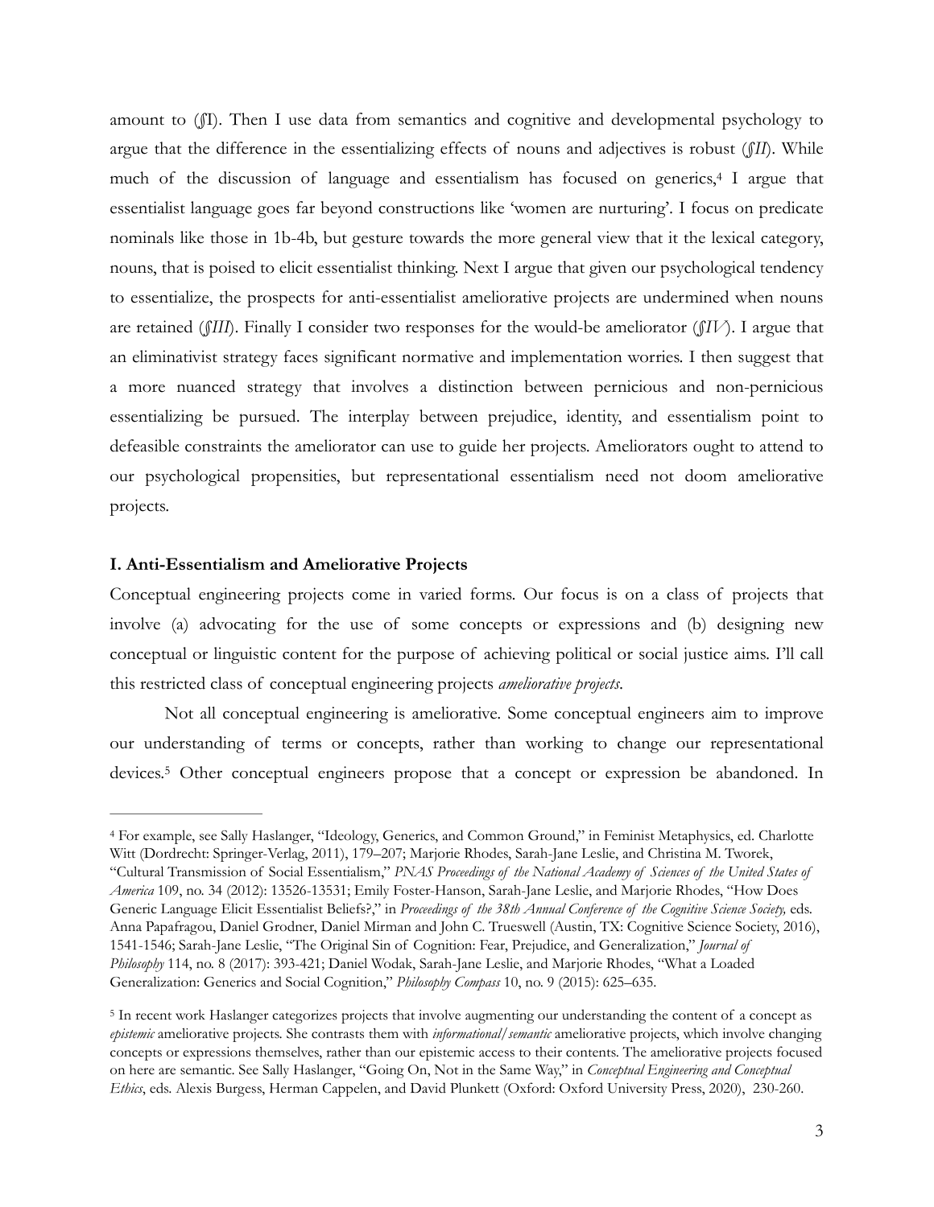amount to (§I). Then I use data from semantics and cognitive and developmental psychology to argue that the difference in the essentializing effects of nouns and adjectives is robust (*§II*). While much of the discussion of language and essentialism has focused on generics,[4] I argue that essentialist language goes far beyond constructions like 'women are nurturing'. I focus on predicate nominals like those in 1b-4b, but gesture towards the more general view that it the lexical category, nouns, that is poised to elicit essentialist thinking. Next I argue that given our psychological tendency to essentialize, the prospects for anti-essentialist ameliorative projects are undermined when nouns are retained (*§III*). Finally I consider two responses for the would-be ameliorator (*§IV*). I argue that an eliminativist strategy faces significant normative and implementation worries. I then suggest that a more nuanced strategy that involves a distinction between pernicious and non-pernicious essentializing be pursued. The interplay between prejudice, identity, and essentialism point to defeasible constraints the ameliorator can use to guide her projects. Ameliorators ought to attend to our psychological propensities, but representational essentialism need not doom ameliorative projects.

## I. Anti-Essentialism and Ameliorative Projects

Conceptual engineering projects come in varied forms. Our focus is on a class of projects that involve (a) advocating for the use of some concepts or expressions and (b) designing new conceptual or linguistic content for the purpose of achieving political or social justice aims. I'll call this restricted class of conceptual engineering projects *ameliorative projects*.

Not all conceptual engineering is ameliorative. Some conceptual engineers aim to improve our understanding of terms or concepts, rather than working to change our representational devices.[5] Other conceptual engineers propose that a concept or expression be abandoned. In

---

[4] For example, see Sally Haslanger, "Ideology, Generics, and Common Ground," in Feminist Metaphysics, ed. Charlotte Witt (Dordrecht: Springer-Verlag, 2011), 179–207; Marjorie Rhodes, Sarah-Jane Leslie, and Christina M. Tworek, "Cultural Transmission of Social Essentialism," *PNAS Proceedings of the National Academy of Sciences of the United States of America* 109, no. 34 (2012): 13526-13531; Emily Foster-Hanson, Sarah-Jane Leslie, and Marjorie Rhodes, "How Does Generic Language Elicit Essentialist Beliefs?," in *Proceedings of the 38th Annual Conference of the Cognitive Science Society,* eds. Anna Papafragou, Daniel Grodner, Daniel Mirman and John C. Trueswell (Austin, TX: Cognitive Science Society, 2016), 1541-1546; Sarah-Jane Leslie, "The Original Sin of Cognition: Fear, Prejudice, and Generalization," *Journal of Philosophy* 114, no. 8 (2017): 393-421; Daniel Wodak, Sarah-Jane Leslie, and Marjorie Rhodes, "What a Loaded Generalization: Generics and Social Cognition," *Philosophy Compass* 10, no. 9 (2015): 625–635.

[5] In recent work Haslanger categorizes projects that involve augmenting our understanding the content of a concept as *epistemic* ameliorative projects. She contrasts them with *informational/semantic* ameliorative projects, which involve changing concepts or expressions themselves, rather than our epistemic access to their contents. The ameliorative projects focused on here are semantic. See Sally Haslanger, "Going On, Not in the Same Way," in *Conceptual Engineering and Conceptual Ethics*, eds. Alexis Burgess, Herman Cappelen, and David Plunkett (Oxford: Oxford University Press, 2020), 230-260.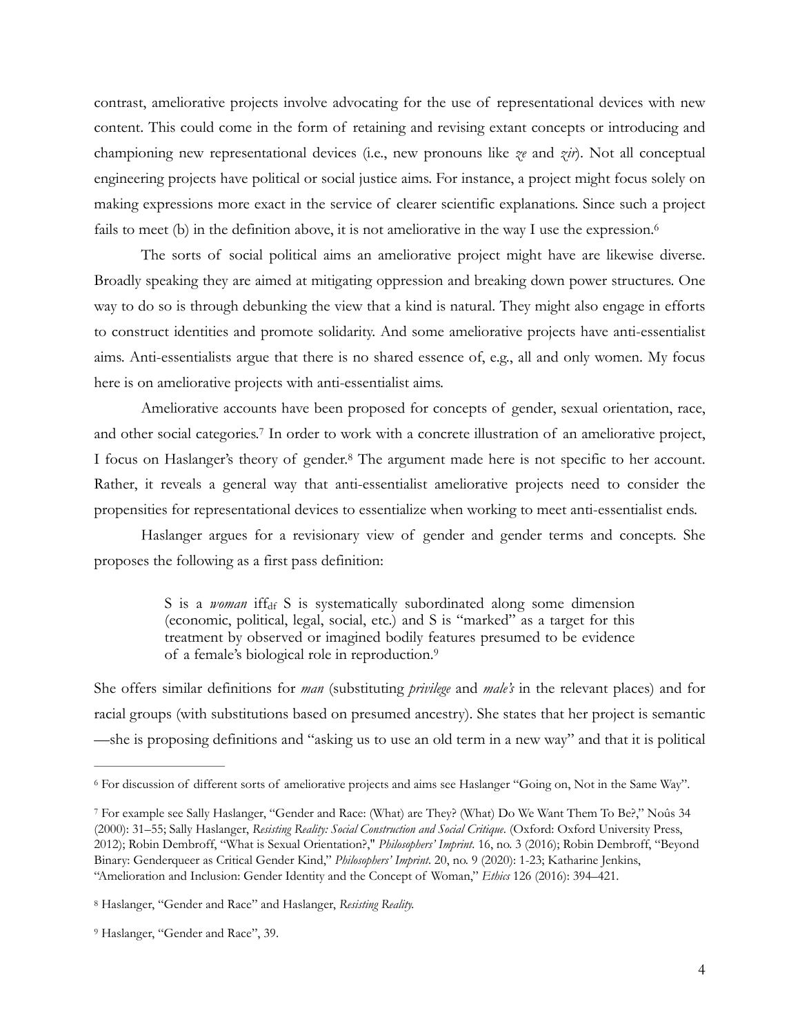contrast, ameliorative projects involve advocating for the use of representational devices with new content. This could come in the form of retaining and revising extant concepts or introducing and championing new representational devices (i.e., new pronouns like *ze* and *zir*). Not all conceptual engineering projects have political or social justice aims. For instance, a project might focus solely on making expressions more exact in the service of clearer scientific explanations. Since such a project fails to meet (b) in the definition above, it is not ameliorative in the way I use the expression.[6]

The sorts of social political aims an ameliorative project might have are likewise diverse. Broadly speaking they are aimed at mitigating oppression and breaking down power structures. One way to do so is through debunking the view that a kind is natural. They might also engage in efforts to construct identities and promote solidarity. And some ameliorative projects have anti-essentialist aims. Anti-essentialists argue that there is no shared essence of, e.g., all and only women. My focus here is on ameliorative projects with anti-essentialist aims.

Ameliorative accounts have been proposed for concepts of gender, sexual orientation, race, and other social categories.[7] In order to work with a concrete illustration of an ameliorative project, I focus on Haslanger's theory of gender.[8] The argument made here is not specific to her account. Rather, it reveals a general way that anti-essentialist ameliorative projects need to consider the propensities for representational devices to essentialize when working to meet anti-essentialist ends.

Haslanger argues for a revisionary view of gender and gender terms and concepts. She proposes the following as a first pass definition:

> S is a *woman* iff$_{\text{df}}$ S is systematically subordinated along some dimension (economic, political, legal, social, etc.) and S is "marked" as a target for this treatment by observed or imagined bodily features presumed to be evidence of a female's biological role in reproduction.[9]

She offers similar definitions for *man* (substituting *privilege* and *male's* in the relevant places) and for racial groups (with substitutions based on presumed ancestry). She states that her project is semantic —she is proposing definitions and "asking us to use an old term in a new way" and that it is political

---

[6] For discussion of different sorts of ameliorative projects and aims see Haslanger "Going on, Not in the Same Way".

[7] For example see Sally Haslanger, "Gender and Race: (What) are They? (What) Do We Want Them To Be?," Noûs 34 (2000): 31–55; Sally Haslanger, *Resisting Reality: Social Construction and Social Critique*. (Oxford: Oxford University Press, 2012); Robin Dembroff, "What is Sexual Orientation?," *Philosophers' Imprint*. 16, no. 3 (2016); Robin Dembroff, "Beyond Binary: Genderqueer as Critical Gender Kind," *Philosophers' Imprint*. 20, no. 9 (2020): 1-23; Katharine Jenkins, "Amelioration and Inclusion: Gender Identity and the Concept of Woman," *Ethics* 126 (2016): 394–421.

[8] Haslanger, "Gender and Race" and Haslanger, *Resisting Reality.*

[9] Haslanger, "Gender and Race", 39.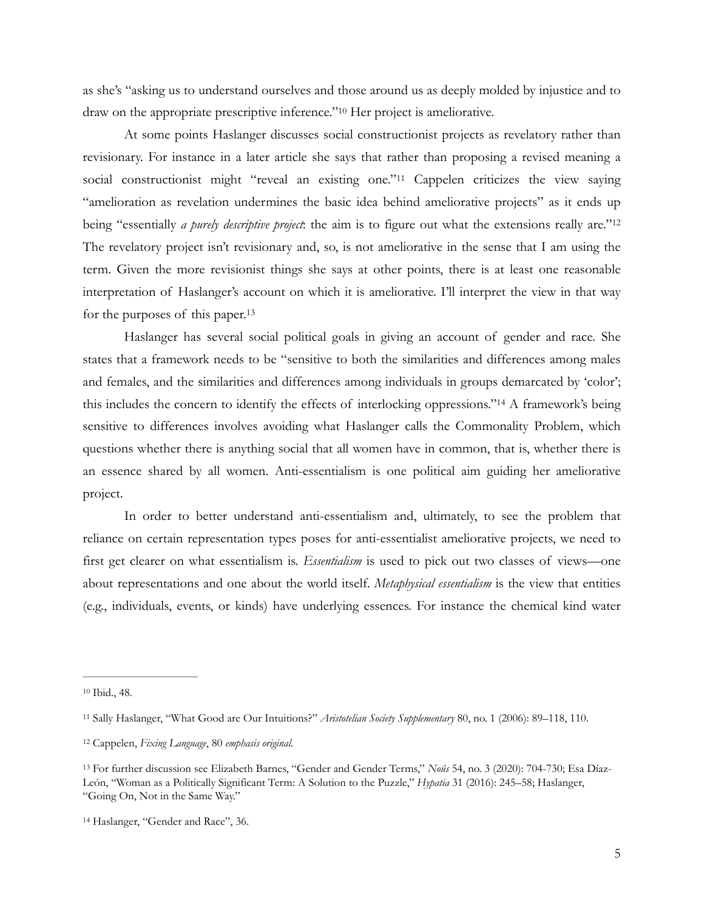as she's "asking us to understand ourselves and those around us as deeply molded by injustice and to draw on the appropriate prescriptive inference."[10] Her project is ameliorative.

At some points Haslanger discusses social constructionist projects as revelatory rather than revisionary. For instance in a later article she says that rather than proposing a revised meaning a social constructionist might "reveal an existing one."[11] Cappelen criticizes the view saying "amelioration as revelation undermines the basic idea behind ameliorative projects" as it ends up being "essentially *a purely descriptive project*: the aim is to figure out what the extensions really are."[12] The revelatory project isn't revisionary and, so, is not ameliorative in the sense that I am using the term. Given the more revisionist things she says at other points, there is at least one reasonable interpretation of Haslanger's account on which it is ameliorative. I'll interpret the view in that way for the purposes of this paper.[13]

Haslanger has several social political goals in giving an account of gender and race. She states that a framework needs to be "sensitive to both the similarities and differences among males and females, and the similarities and differences among individuals in groups demarcated by 'color'; this includes the concern to identify the effects of interlocking oppressions."[14] A framework's being sensitive to differences involves avoiding what Haslanger calls the Commonality Problem, which questions whether there is anything social that all women have in common, that is, whether there is an essence shared by all women. Anti-essentialism is one political aim guiding her ameliorative project.

In order to better understand anti-essentialism and, ultimately, to see the problem that reliance on certain representation types poses for anti-essentialist ameliorative projects, we need to first get clearer on what essentialism is. *Essentialism* is used to pick out two classes of views—one about representations and one about the world itself. *Metaphysical essentialism* is the view that entities (e.g., individuals, events, or kinds) have underlying essences. For instance the chemical kind water

---

[10] Ibid., 48.

[11] Sally Haslanger, "What Good are Our Intuitions?" *Aristotelian Society Supplementary* 80, no. 1 (2006): 89–118, 110.

[12] Cappelen, *Fixing Language*, 80 *emphasis original.*

[13] For further discussion see Elizabeth Barnes, "Gender and Gender Terms," *Noûs* 54, no. 3 (2020): 704-730; Esa Díaz-León, "Woman as a Politically Significant Term: A Solution to the Puzzle," *Hypatia* 31 (2016): 245–58; Haslanger, "Going On, Not in the Same Way."

[14] Haslanger, "Gender and Race", 36.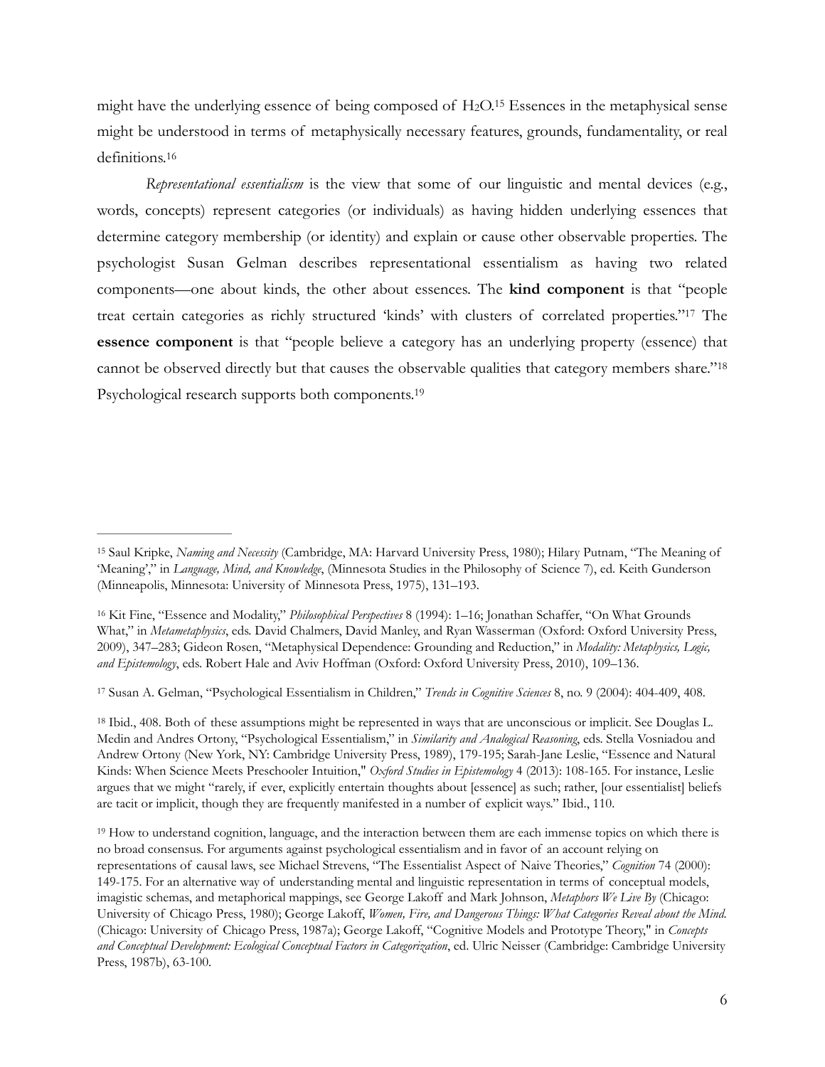might have the underlying essence of being composed of $H_2O$.[15] Essences in the metaphysical sense might be understood in terms of metaphysically necessary features, grounds, fundamentality, or real definitions.[16]

*Representational essentialism* is the view that some of our linguistic and mental devices (e.g., words, concepts) represent categories (or individuals) as having hidden underlying essences that determine category membership (or identity) and explain or cause other observable properties. The psychologist Susan Gelman describes representational essentialism as having two related components—one about kinds, the other about essences. The **kind component** is that "people treat certain categories as richly structured 'kinds' with clusters of correlated properties."[17] The **essence component** is that "people believe a category has an underlying property (essence) that cannot be observed directly but that causes the observable qualities that category members share."[18] Psychological research supports both components.[19]

---

[15] Saul Kripke, *Naming and Necessity* (Cambridge, MA: Harvard University Press, 1980); Hilary Putnam, "The Meaning of 'Meaning'," in *Language, Mind, and Knowledge*, (Minnesota Studies in the Philosophy of Science 7), ed. Keith Gunderson (Minneapolis, Minnesota: University of Minnesota Press, 1975), 131–193.

[16] Kit Fine, "Essence and Modality," *Philosophical Perspectives* 8 (1994): 1–16; Jonathan Schaffer, "On What Grounds What," in *Metametaphysics*, eds. David Chalmers, David Manley, and Ryan Wasserman (Oxford: Oxford University Press, 2009), 347–283; Gideon Rosen, "Metaphysical Dependence: Grounding and Reduction," in *Modality: Metaphysics, Logic, and Epistemology*, eds. Robert Hale and Aviv Hoffman (Oxford: Oxford University Press, 2010), 109–136.

[17] Susan A. Gelman, "Psychological Essentialism in Children," *Trends in Cognitive Sciences* 8, no. 9 (2004): 404-409, 408.

[18] Ibid., 408. Both of these assumptions might be represented in ways that are unconscious or implicit. See Douglas L. Medin and Andres Ortony, "Psychological Essentialism," in *Similarity and Analogical Reasoning*, eds. Stella Vosniadou and Andrew Ortony (New York, NY: Cambridge University Press, 1989), 179-195; Sarah-Jane Leslie, "Essence and Natural Kinds: When Science Meets Preschooler Intuition," *Oxford Studies in Epistemology* 4 (2013): 108-165. For instance, Leslie argues that we might "rarely, if ever, explicitly entertain thoughts about [essence] as such; rather, [our essentialist] beliefs are tacit or implicit, though they are frequently manifested in a number of explicit ways." Ibid., 110.

[19] How to understand cognition, language, and the interaction between them are each immense topics on which there is no broad consensus. For arguments against psychological essentialism and in favor of an account relying on representations of causal laws, see Michael Strevens, "The Essentialist Aspect of Naive Theories," *Cognition* 74 (2000): 149-175. For an alternative way of understanding mental and linguistic representation in terms of conceptual models, imagistic schemas, and metaphorical mappings, see George Lakoff and Mark Johnson, *Metaphors We Live By* (Chicago: University of Chicago Press, 1980); George Lakoff, *Women, Fire, and Dangerous Things: What Categories Reveal about the Mind.* (Chicago: University of Chicago Press, 1987a); George Lakoff, "Cognitive Models and Prototype Theory," in *Concepts and Conceptual Development: Ecological Conceptual Factors in Categorization*, ed. Ulric Neisser (Cambridge: Cambridge University Press, 1987b), 63-100.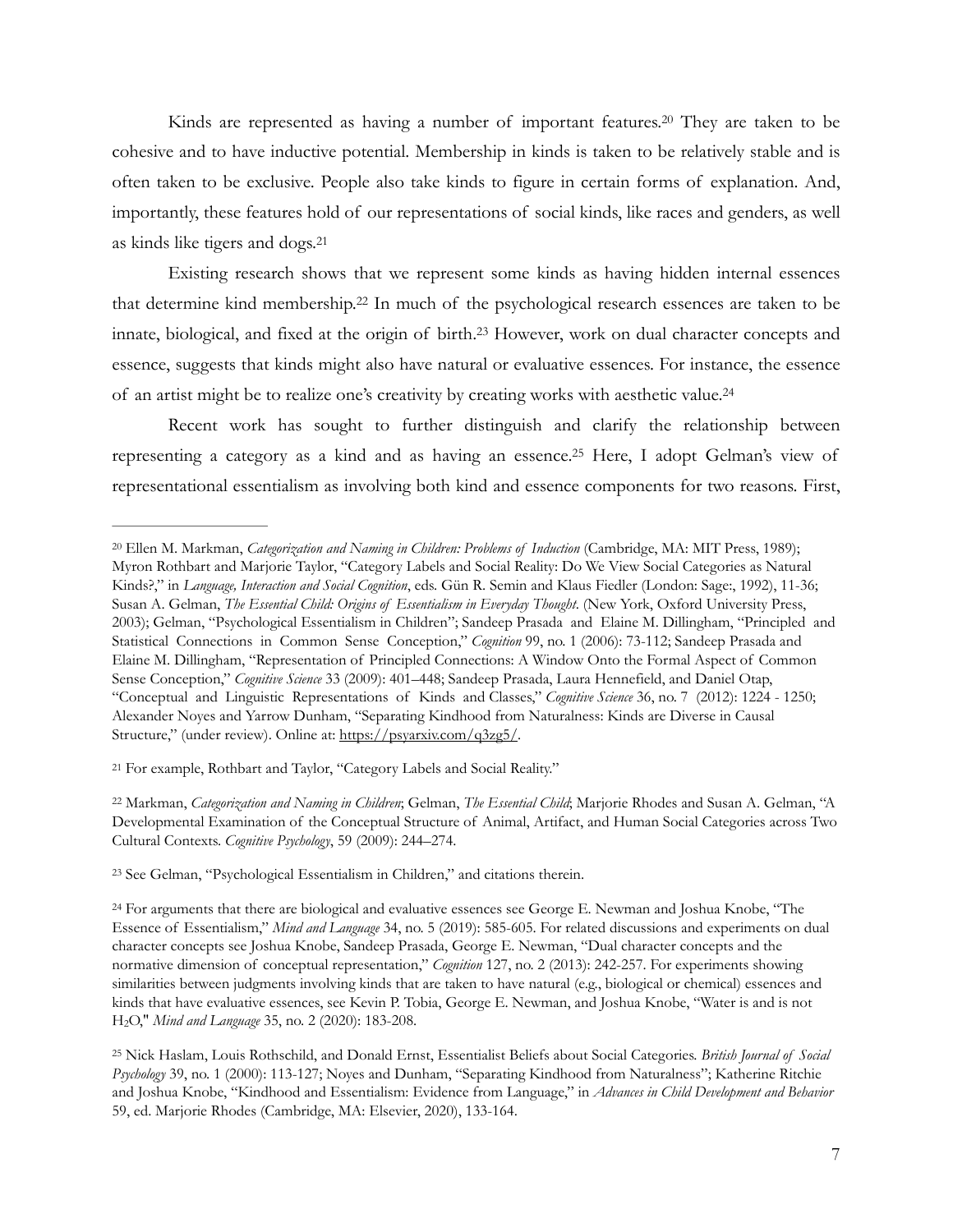Kinds are represented as having a number of important features.[20] They are taken to be cohesive and to have inductive potential. Membership in kinds is taken to be relatively stable and is often taken to be exclusive. People also take kinds to figure in certain forms of explanation. And, importantly, these features hold of our representations of social kinds, like races and genders, as well as kinds like tigers and dogs.[21]

Existing research shows that we represent some kinds as having hidden internal essences that determine kind membership.[22] In much of the psychological research essences are taken to be innate, biological, and fixed at the origin of birth.[23] However, work on dual character concepts and essence, suggests that kinds might also have natural or evaluative essences. For instance, the essence of an artist might be to realize one's creativity by creating works with aesthetic value.[24]

Recent work has sought to further distinguish and clarify the relationship between representing a category as a kind and as having an essence.[25] Here, I adopt Gelman's view of representational essentialism as involving both kind and essence components for two reasons. First,

---

[20] Ellen M. Markman, *Categorization and Naming in Children: Problems of Induction* (Cambridge, MA: MIT Press, 1989); Myron Rothbart and Marjorie Taylor, "Category Labels and Social Reality: Do We View Social Categories as Natural Kinds?," in *Language, Interaction and Social Cognition*, eds. Gün R. Semin and Klaus Fiedler (London: Sage:, 1992), 11-36; Susan A. Gelman, *The Essential Child: Origins of Essentialism in Everyday Thought*. (New York, Oxford University Press, 2003); Gelman, "Psychological Essentialism in Children"; Sandeep Prasada and Elaine M. Dillingham, "Principled and Statistical Connections in Common Sense Conception," *Cognition* 99, no. 1 (2006): 73-112; Sandeep Prasada and Elaine M. Dillingham, "Representation of Principled Connections: A Window Onto the Formal Aspect of Common Sense Conception," *Cognitive Science* 33 (2009): 401–448; Sandeep Prasada, Laura Hennefield, and Daniel Otap, "Conceptual and Linguistic Representations of Kinds and Classes," *Cognitive Science* 36, no. 7 (2012): 1224 - 1250; Alexander Noyes and Yarrow Dunham, "Separating Kindhood from Naturalness: Kinds are Diverse in Causal Structure," (under review). Online at: https://psyarxiv.com/q3zg5/.

[21] For example, Rothbart and Taylor, "Category Labels and Social Reality."

[22] Markman, *Categorization and Naming in Children*; Gelman, *The Essential Child*; Marjorie Rhodes and Susan A. Gelman, "A Developmental Examination of the Conceptual Structure of Animal, Artifact, and Human Social Categories across Two Cultural Contexts. *Cognitive Psychology*, 59 (2009): 244–274.

[23] See Gelman, "Psychological Essentialism in Children," and citations therein.

[24] For arguments that there are biological and evaluative essences see George E. Newman and Joshua Knobe, "The Essence of Essentialism," *Mind and Language* 34, no. 5 (2019): 585-605. For related discussions and experiments on dual character concepts see Joshua Knobe, Sandeep Prasada, George E. Newman, "Dual character concepts and the normative dimension of conceptual representation," *Cognition* 127, no. 2 (2013): 242-257. For experiments showing similarities between judgments involving kinds that are taken to have natural (e.g., biological or chemical) essences and kinds that have evaluative essences, see Kevin P. Tobia, George E. Newman, and Joshua Knobe, "Water is and is not $H_2O$," *Mind and Language* 35, no. 2 (2020): 183-208.

[25] Nick Haslam, Louis Rothschild, and Donald Ernst, Essentialist Beliefs about Social Categories. *British Journal of Social Psychology* 39, no. 1 (2000): 113-127; Noyes and Dunham, "Separating Kindhood from Naturalness"; Katherine Ritchie and Joshua Knobe, "Kindhood and Essentialism: Evidence from Language," in *Advances in Child Development and Behavior* 59, ed. Marjorie Rhodes (Cambridge, MA: Elsevier, 2020), 133-164.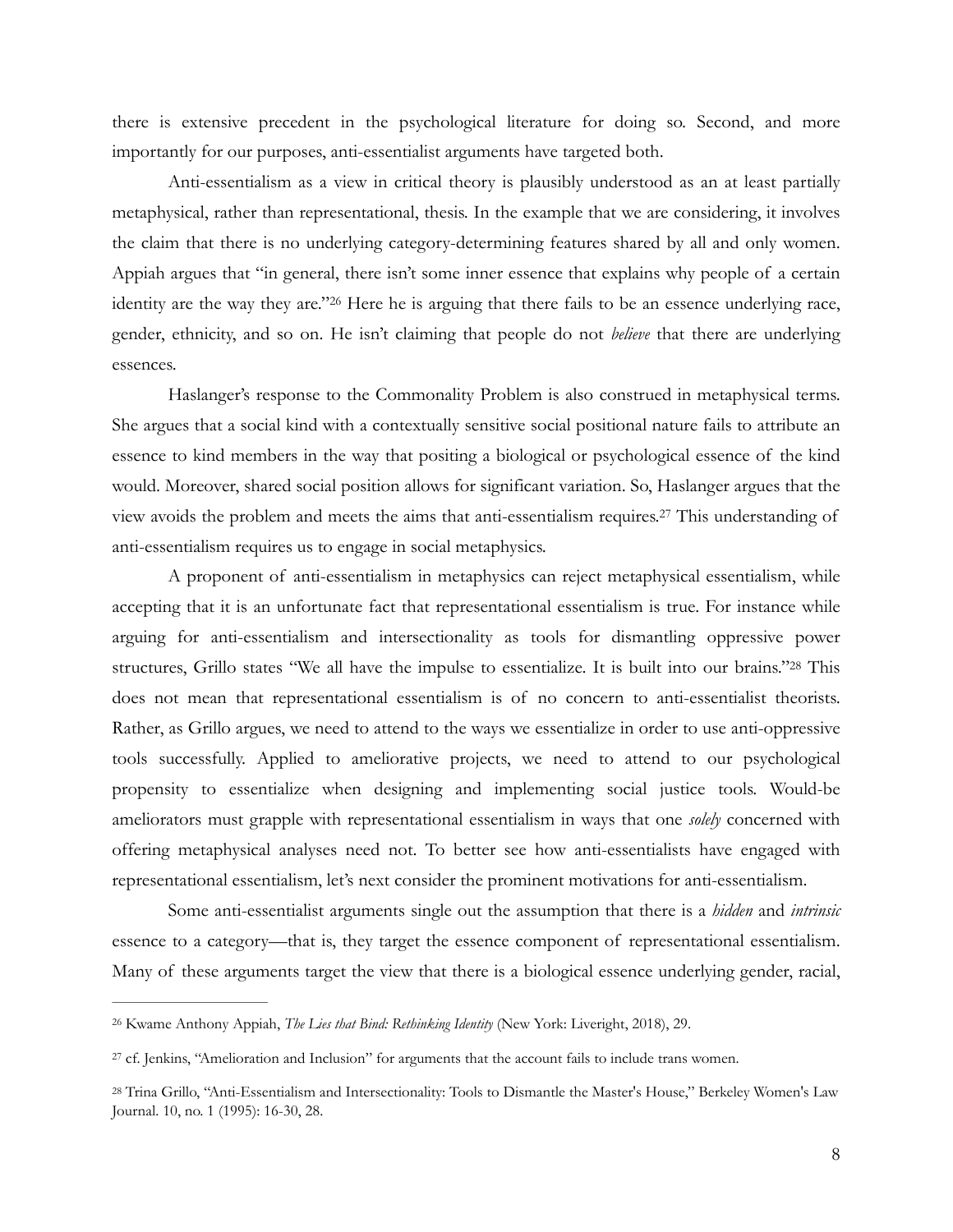there is extensive precedent in the psychological literature for doing so. Second, and more importantly for our purposes, anti-essentialist arguments have targeted both.

Anti-essentialism as a view in critical theory is plausibly understood as an at least partially metaphysical, rather than representational, thesis. In the example that we are considering, it involves the claim that there is no underlying category-determining features shared by all and only women. Appiah argues that "in general, there isn't some inner essence that explains why people of a certain identity are the way they are."[26] Here he is arguing that there fails to be an essence underlying race, gender, ethnicity, and so on. He isn't claiming that people do not *believe* that there are underlying essences.

Haslanger's response to the Commonality Problem is also construed in metaphysical terms. She argues that a social kind with a contextually sensitive social positional nature fails to attribute an essence to kind members in the way that positing a biological or psychological essence of the kind would. Moreover, shared social position allows for significant variation. So, Haslanger argues that the view avoids the problem and meets the aims that anti-essentialism requires.[27] This understanding of anti-essentialism requires us to engage in social metaphysics.

A proponent of anti-essentialism in metaphysics can reject metaphysical essentialism, while accepting that it is an unfortunate fact that representational essentialism is true. For instance while arguing for anti-essentialism and intersectionality as tools for dismantling oppressive power structures, Grillo states "We all have the impulse to essentialize. It is built into our brains."[28] This does not mean that representational essentialism is of no concern to anti-essentialist theorists. Rather, as Grillo argues, we need to attend to the ways we essentialize in order to use anti-oppressive tools successfully. Applied to ameliorative projects, we need to attend to our psychological propensity to essentialize when designing and implementing social justice tools. Would-be ameliorators must grapple with representational essentialism in ways that one *solely* concerned with offering metaphysical analyses need not. To better see how anti-essentialists have engaged with representational essentialism, let's next consider the prominent motivations for anti-essentialism.

Some anti-essentialist arguments single out the assumption that there is a *hidden* and *intrinsic* essence to a category—that is, they target the essence component of representational essentialism. Many of these arguments target the view that there is a biological essence underlying gender, racial,

---

[26] Kwame Anthony Appiah, *The Lies that Bind: Rethinking Identity* (New York: Liveright, 2018), 29.

[27] cf. Jenkins, "Amelioration and Inclusion" for arguments that the account fails to include trans women.

[28] Trina Grillo, "Anti-Essentialism and Intersectionality: Tools to Dismantle the Master's House," Berkeley Women's Law Journal. 10, no. 1 (1995): 16-30, 28.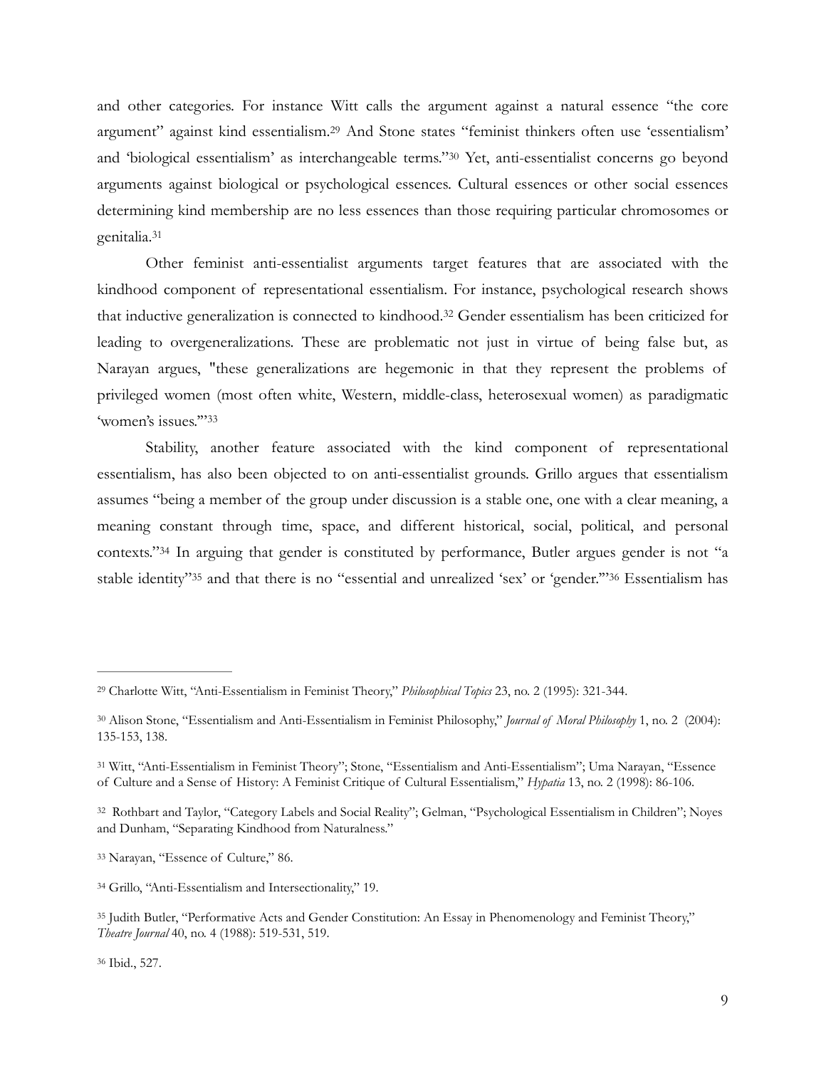and other categories. For instance Witt calls the argument against a natural essence "the core argument" against kind essentialism.[29] And Stone states "feminist thinkers often use 'essentialism' and 'biological essentialism' as interchangeable terms."[30] Yet, anti-essentialist concerns go beyond arguments against biological or psychological essences. Cultural essences or other social essences determining kind membership are no less essences than those requiring particular chromosomes or genitalia.[31]

Other feminist anti-essentialist arguments target features that are associated with the kindhood component of representational essentialism. For instance, psychological research shows that inductive generalization is connected to kindhood.[32] Gender essentialism has been criticized for leading to overgeneralizations. These are problematic not just in virtue of being false but, as Narayan argues, "these generalizations are hegemonic in that they represent the problems of privileged women (most often white, Western, middle-class, heterosexual women) as paradigmatic 'women's issues.'"[33]

Stability, another feature associated with the kind component of representational essentialism, has also been objected to on anti-essentialist grounds. Grillo argues that essentialism assumes "being a member of the group under discussion is a stable one, one with a clear meaning, a meaning constant through time, space, and different historical, social, political, and personal contexts."[34] In arguing that gender is constituted by performance, Butler argues gender is not "a stable identity"[35] and that there is no "essential and unrealized 'sex' or 'gender.'"[36] Essentialism has

---

[29] Charlotte Witt, "Anti-Essentialism in Feminist Theory," *Philosophical Topics* 23, no. 2 (1995): 321-344.

[30] Alison Stone, "Essentialism and Anti-Essentialism in Feminist Philosophy," *Journal of Moral Philosophy* 1, no. 2 (2004): 135-153, 138.

[31] Witt, "Anti-Essentialism in Feminist Theory"; Stone, "Essentialism and Anti-Essentialism"; Uma Narayan, "Essence of Culture and a Sense of History: A Feminist Critique of Cultural Essentialism," *Hypatia* 13, no. 2 (1998): 86-106.

[32] Rothbart and Taylor, "Category Labels and Social Reality"; Gelman, "Psychological Essentialism in Children"; Noyes and Dunham, "Separating Kindhood from Naturalness."

[33] Narayan, "Essence of Culture," 86.

[34] Grillo, "Anti-Essentialism and Intersectionality," 19.

[35] Judith Butler, "Performative Acts and Gender Constitution: An Essay in Phenomenology and Feminist Theory," *Theatre Journal* 40, no. 4 (1988): 519-531, 519.

[36] Ibid., 527.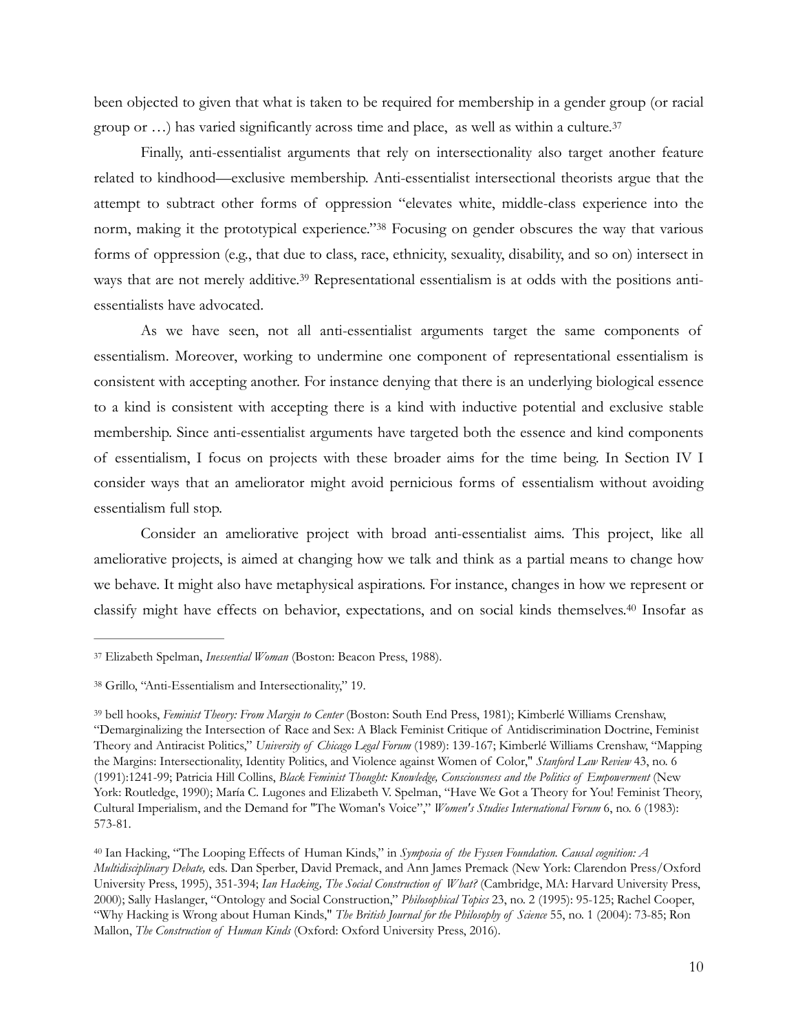been objected to given that what is taken to be required for membership in a gender group (or racial group or …) has varied significantly across time and place, as well as within a culture.[37]

Finally, anti-essentialist arguments that rely on intersectionality also target another feature related to kindhood—exclusive membership. Anti-essentialist intersectional theorists argue that the attempt to subtract other forms of oppression "elevates white, middle-class experience into the norm, making it the prototypical experience."[38] Focusing on gender obscures the way that various forms of oppression (e.g., that due to class, race, ethnicity, sexuality, disability, and so on) intersect in ways that are not merely additive.[39] Representational essentialism is at odds with the positions anti-essentialists have advocated.

As we have seen, not all anti-essentialist arguments target the same components of essentialism. Moreover, working to undermine one component of representational essentialism is consistent with accepting another. For instance denying that there is an underlying biological essence to a kind is consistent with accepting there is a kind with inductive potential and exclusive stable membership. Since anti-essentialist arguments have targeted both the essence and kind components of essentialism, I focus on projects with these broader aims for the time being. In Section IV I consider ways that an ameliorator might avoid pernicious forms of essentialism without avoiding essentialism full stop.

Consider an ameliorative project with broad anti-essentialist aims. This project, like all ameliorative projects, is aimed at changing how we talk and think as a partial means to change how we behave. It might also have metaphysical aspirations. For instance, changes in how we represent or classify might have effects on behavior, expectations, and on social kinds themselves.[40] Insofar as

---

[37] Elizabeth Spelman, *Inessential Woman* (Boston: Beacon Press, 1988).

[38] Grillo, "Anti-Essentialism and Intersectionality," 19.

[39] bell hooks, *Feminist Theory: From Margin to Center* (Boston: South End Press, 1981); Kimberlé Williams Crenshaw, "Demarginalizing the Intersection of Race and Sex: A Black Feminist Critique of Antidiscrimination Doctrine, Feminist Theory and Antiracist Politics," *University of Chicago Legal Forum* (1989): 139-167; Kimberlé Williams Crenshaw, "Mapping the Margins: Intersectionality, Identity Politics, and Violence against Women of Color," *Stanford Law Review* 43, no. 6 (1991):1241-99; Patricia Hill Collins, *Black Feminist Thought: Knowledge, Consciousness and the Politics of Empowerment* (New York: Routledge, 1990); María C. Lugones and Elizabeth V. Spelman, "Have We Got a Theory for You! Feminist Theory, Cultural Imperialism, and the Demand for "The Woman's Voice"," *Women's Studies International Forum* 6, no. 6 (1983): 573-81.

[40] Ian Hacking, "The Looping Effects of Human Kinds," in *Symposia of the Fyssen Foundation. Causal cognition: A Multidisciplinary Debate,* eds. Dan Sperber, David Premack, and Ann James Premack (New York: Clarendon Press/Oxford University Press, 1995), 351-394; *Ian Hacking, The Social Construction of What?* (Cambridge, MA: Harvard University Press, 2000); Sally Haslanger, "Ontology and Social Construction," *Philosophical Topics* 23, no. 2 (1995): 95-125; Rachel Cooper, "Why Hacking is Wrong about Human Kinds," *The British Journal for the Philosophy of Science* 55, no. 1 (2004): 73-85; Ron Mallon, *The Construction of Human Kinds* (Oxford: Oxford University Press, 2016).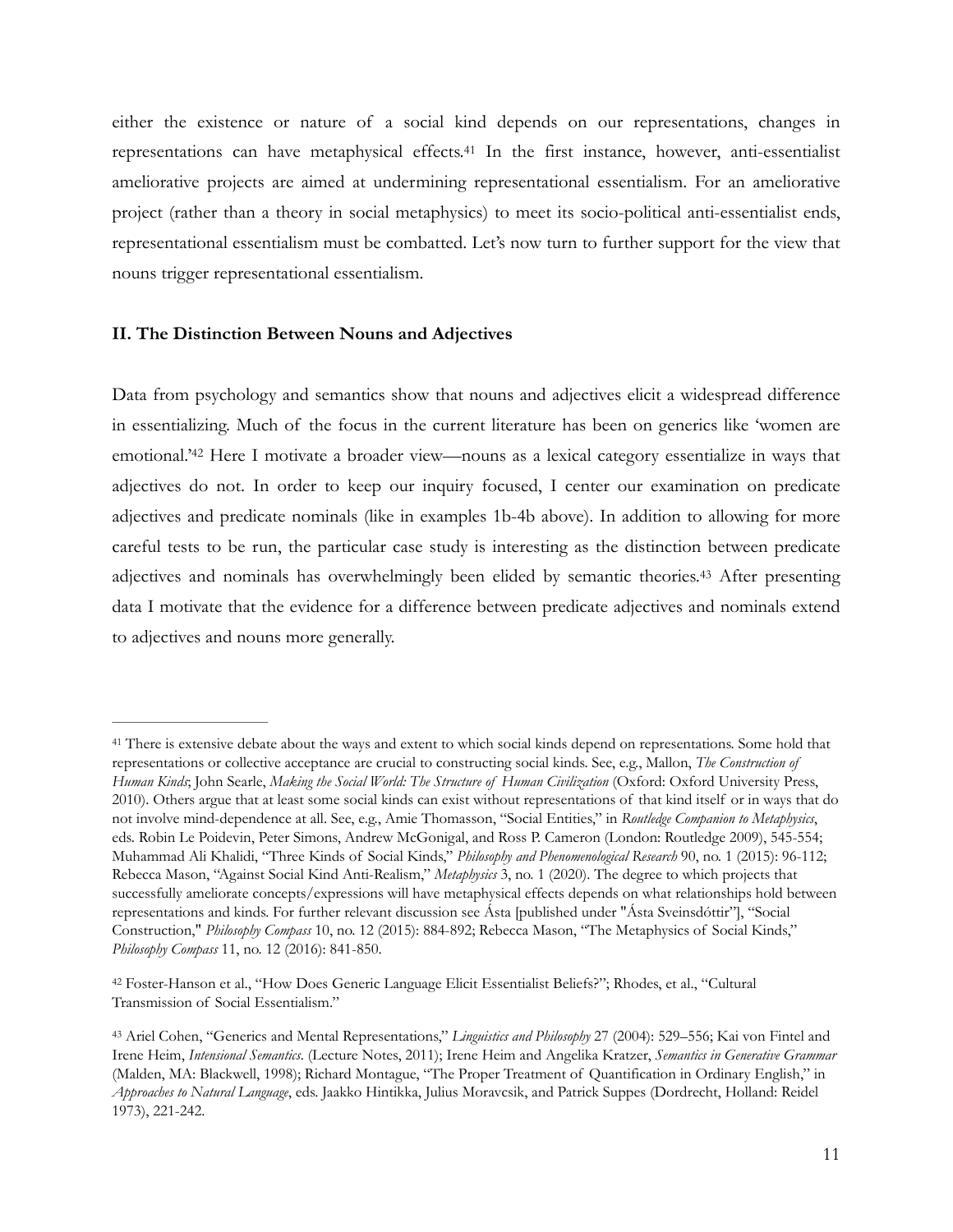either the existence or nature of a social kind depends on our representations, changes in representations can have metaphysical effects.[41] In the first instance, however, anti-essentialist ameliorative projects are aimed at undermining representational essentialism. For an ameliorative project (rather than a theory in social metaphysics) to meet its socio-political anti-essentialist ends, representational essentialism must be combatted. Let's now turn to further support for the view that nouns trigger representational essentialism.

### II. The Distinction Between Nouns and Adjectives

Data from psychology and semantics show that nouns and adjectives elicit a widespread difference in essentializing. Much of the focus in the current literature has been on generics like 'women are emotional.'[42] Here I motivate a broader view—nouns as a lexical category essentialize in ways that adjectives do not. In order to keep our inquiry focused, I center our examination on predicate adjectives and predicate nominals (like in examples 1b-4b above). In addition to allowing for more careful tests to be run, the particular case study is interesting as the distinction between predicate adjectives and nominals has overwhelmingly been elided by semantic theories.[43] After presenting data I motivate that the evidence for a difference between predicate adjectives and nominals extend to adjectives and nouns more generally.

---

[41] There is extensive debate about the ways and extent to which social kinds depend on representations. Some hold that representations or collective acceptance are crucial to constructing social kinds. See, e.g., Mallon, *The Construction of Human Kinds*; John Searle, *Making the Social World: The Structure of Human Civilization* (Oxford: Oxford University Press, 2010). Others argue that at least some social kinds can exist without representations of that kind itself or in ways that do not involve mind-dependence at all. See, e.g., Amie Thomasson, "Social Entities," in *Routledge Companion to Metaphysics*, eds. Robin Le Poidevin, Peter Simons, Andrew McGonigal, and Ross P. Cameron (London: Routledge 2009), 545-554; Muhammad Ali Khalidi, "Three Kinds of Social Kinds," *Philosophy and Phenomenological Research* 90, no. 1 (2015): 96-112; Rebecca Mason, "Against Social Kind Anti-Realism," *Metaphysics* 3, no. 1 (2020). The degree to which projects that successfully ameliorate concepts/expressions will have metaphysical effects depends on what relationships hold between representations and kinds. For further relevant discussion see Ásta [published under "Ásta Sveinsdóttir"], "Social Construction," *Philosophy Compass* 10, no. 12 (2015): 884-892; Rebecca Mason, "The Metaphysics of Social Kinds," *Philosophy Compass* 11, no. 12 (2016): 841-850.

[42] Foster-Hanson et al., "How Does Generic Language Elicit Essentialist Beliefs?"; Rhodes, et al., "Cultural Transmission of Social Essentialism."

[43] Ariel Cohen, "Generics and Mental Representations," *Linguistics and Philosophy* 27 (2004): 529–556; Kai von Fintel and Irene Heim, *Intensional Semantics*. (Lecture Notes, 2011); Irene Heim and Angelika Kratzer, *Semantics in Generative Grammar* (Malden, MA: Blackwell, 1998); Richard Montague, "The Proper Treatment of Quantification in Ordinary English," in *Approaches to Natural Language*, eds. Jaakko Hintikka, Julius Moravcsik, and Patrick Suppes (Dordrecht, Holland: Reidel 1973), 221-242.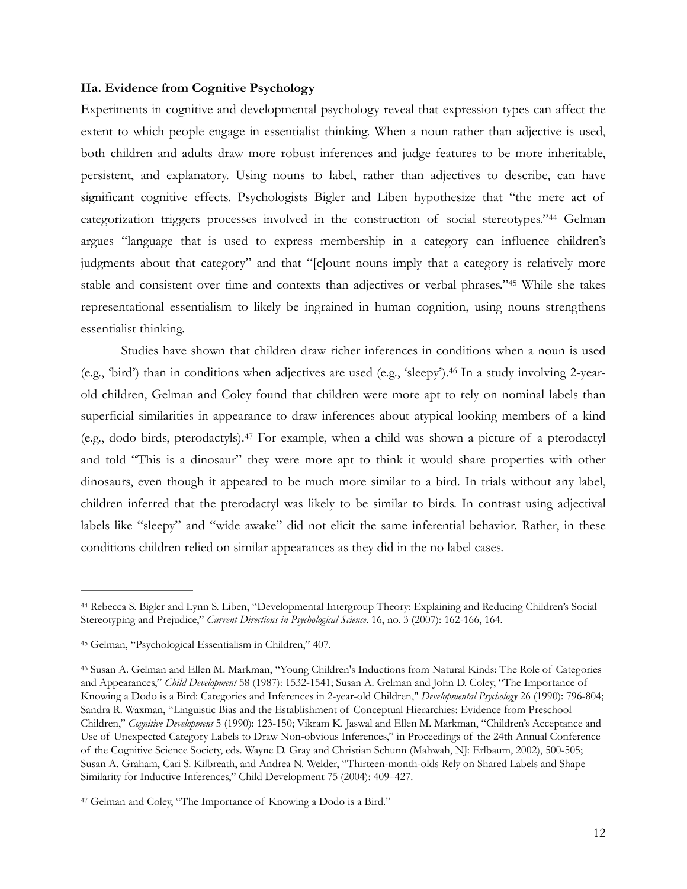### IIa. Evidence from Cognitive Psychology

Experiments in cognitive and developmental psychology reveal that expression types can affect the extent to which people engage in essentialist thinking. When a noun rather than adjective is used, both children and adults draw more robust inferences and judge features to be more inheritable, persistent, and explanatory. Using nouns to label, rather than adjectives to describe, can have significant cognitive effects. Psychologists Bigler and Liben hypothesize that "the mere act of categorization triggers processes involved in the construction of social stereotypes."[44] Gelman argues "language that is used to express membership in a category can influence children's judgments about that category" and that "[c]ount nouns imply that a category is relatively more stable and consistent over time and contexts than adjectives or verbal phrases."[45] While she takes representational essentialism to likely be ingrained in human cognition, using nouns strengthens essentialist thinking.

Studies have shown that children draw richer inferences in conditions when a noun is used (e.g., 'bird') than in conditions when adjectives are used (e.g., 'sleepy').[46] In a study involving 2-year-old children, Gelman and Coley found that children were more apt to rely on nominal labels than superficial similarities in appearance to draw inferences about atypical looking members of a kind (e.g., dodo birds, pterodactyls).[47] For example, when a child was shown a picture of a pterodactyl and told "This is a dinosaur" they were more apt to think it would share properties with other dinosaurs, even though it appeared to be much more similar to a bird. In trials without any label, children inferred that the pterodactyl was likely to be similar to birds. In contrast using adjectival labels like "sleepy" and "wide awake" did not elicit the same inferential behavior. Rather, in these conditions children relied on similar appearances as they did in the no label cases.

---

[44] Rebecca S. Bigler and Lynn S. Liben, "Developmental Intergroup Theory: Explaining and Reducing Children's Social Stereotyping and Prejudice," *Current Directions in Psychological Science*. 16, no. 3 (2007): 162-166, 164.

[45] Gelman, "Psychological Essentialism in Children," 407.

[46] Susan A. Gelman and Ellen M. Markman, "Young Children's Inductions from Natural Kinds: The Role of Categories and Appearances," *Child Development* 58 (1987): 1532-1541; Susan A. Gelman and John D. Coley, "The Importance of Knowing a Dodo is a Bird: Categories and Inferences in 2-year-old Children," *Developmental Psychology* 26 (1990): 796-804; Sandra R. Waxman, "Linguistic Bias and the Establishment of Conceptual Hierarchies: Evidence from Preschool Children," *Cognitive Development* 5 (1990): 123-150; Vikram K. Jaswal and Ellen M. Markman, "Children's Acceptance and Use of Unexpected Category Labels to Draw Non-obvious Inferences," in Proceedings of the 24th Annual Conference of the Cognitive Science Society, eds. Wayne D. Gray and Christian Schunn (Mahwah, NJ: Erlbaum, 2002), 500-505; Susan A. Graham, Cari S. Kilbreath, and Andrea N. Welder, "Thirteen-month-olds Rely on Shared Labels and Shape Similarity for Inductive Inferences," Child Development 75 (2004): 409–427.

[47] Gelman and Coley, "The Importance of Knowing a Dodo is a Bird."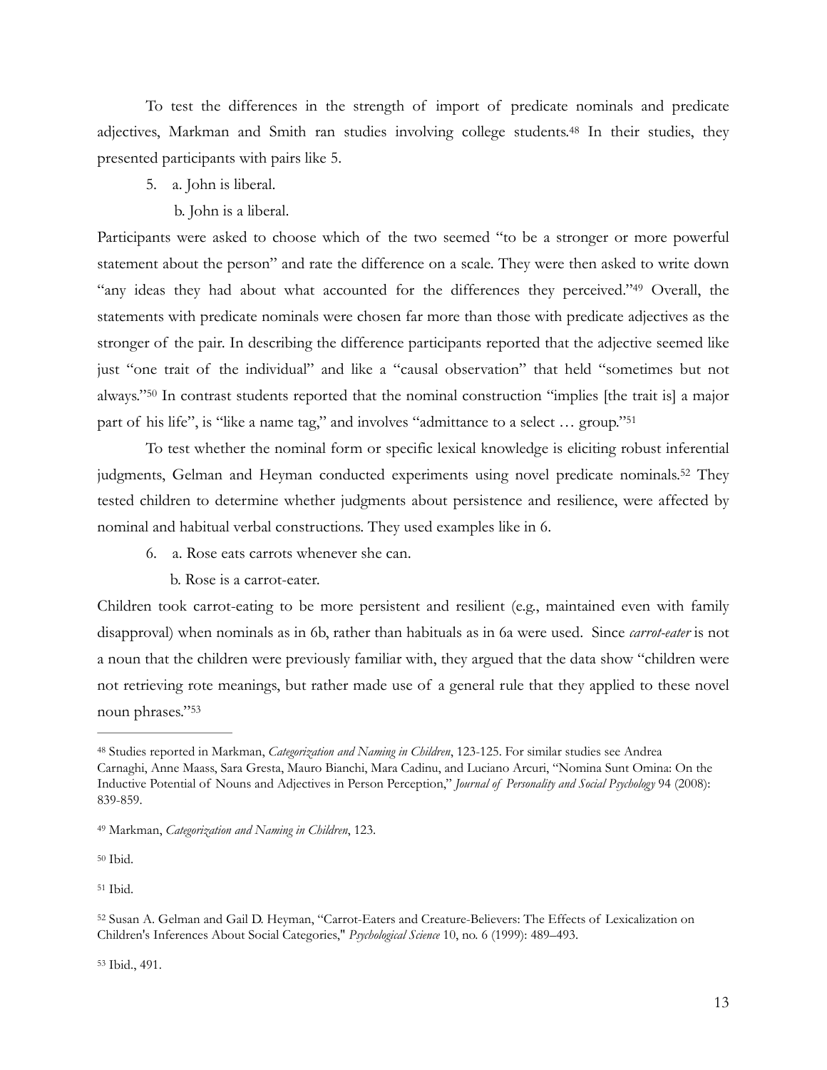To test the differences in the strength of import of predicate nominals and predicate adjectives, Markman and Smith ran studies involving college students.[48] In their studies, they presented participants with pairs like 5.

5. a. John is liberal.

 b. John is a liberal.

Participants were asked to choose which of the two seemed "to be a stronger or more powerful statement about the person" and rate the difference on a scale. They were then asked to write down "any ideas they had about what accounted for the differences they perceived."[49] Overall, the statements with predicate nominals were chosen far more than those with predicate adjectives as the stronger of the pair. In describing the difference participants reported that the adjective seemed like just "one trait of the individual" and like a "causal observation" that held "sometimes but not always."[50] In contrast students reported that the nominal construction "implies [the trait is] a major part of his life", is "like a name tag," and involves "admittance to a select … group."[51]

To test whether the nominal form or specific lexical knowledge is eliciting robust inferential judgments, Gelman and Heyman conducted experiments using novel predicate nominals.[52] They tested children to determine whether judgments about persistence and resilience, were affected by nominal and habitual verbal constructions. They used examples like in 6.

6. a. Rose eats carrots whenever she can.

 b. Rose is a carrot-eater.

Children took carrot-eating to be more persistent and resilient (e.g., maintained even with family disapproval) when nominals as in 6b, rather than habituals as in 6a were used. Since *carrot-eater* is not a noun that the children were previously familiar with, they argued that the data show "children were not retrieving rote meanings, but rather made use of a general rule that they applied to these novel noun phrases."[53]

---

[48] Studies reported in Markman, *Categorization and Naming in Children*, 123-125. For similar studies see Andrea Carnaghi, Anne Maass, Sara Gresta, Mauro Bianchi, Mara Cadinu, and Luciano Arcuri, "Nomina Sunt Omina: On the Inductive Potential of Nouns and Adjectives in Person Perception," *Journal of Personality and Social Psychology* 94 (2008): 839-859.

[49] Markman, *Categorization and Naming in Children*, 123.

[50] Ibid.

[51] Ibid.

[52] Susan A. Gelman and Gail D. Heyman, "Carrot-Eaters and Creature-Believers: The Effects of Lexicalization on Children's Inferences About Social Categories," *Psychological Science* 10, no. 6 (1999): 489–493.

[53] Ibid., 491.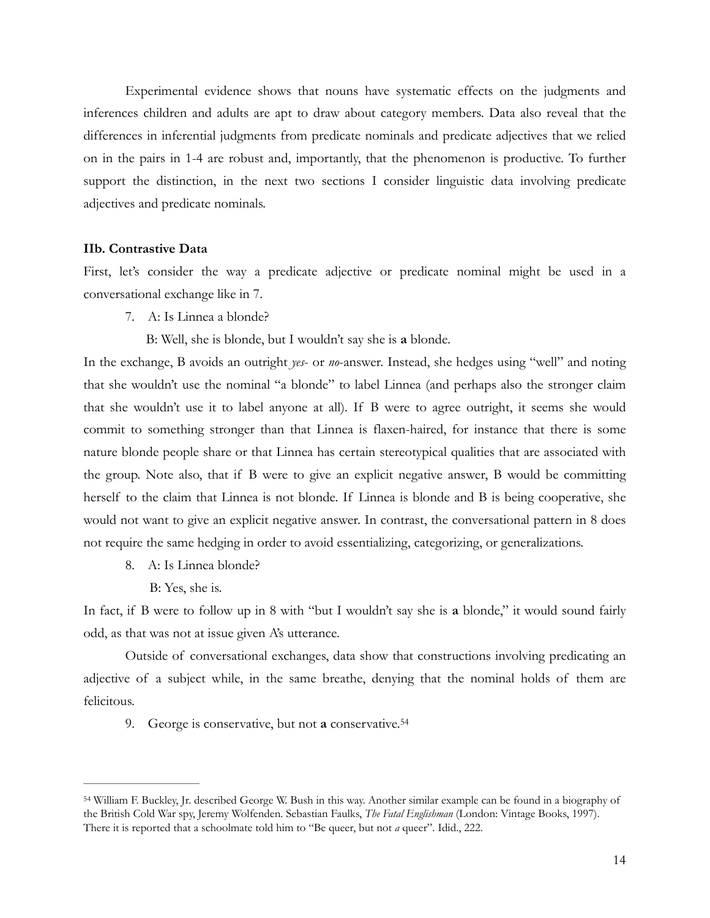Experimental evidence shows that nouns have systematic effects on the judgments and inferences children and adults are apt to draw about category members. Data also reveal that the differences in inferential judgments from predicate nominals and predicate adjectives that we relied on in the pairs in 1-4 are robust and, importantly, that the phenomenon is productive. To further support the distinction, in the next two sections I consider linguistic data involving predicate adjectives and predicate nominals.

### IIb. Contrastive Data

First, let's consider the way a predicate adjective or predicate nominal might be used in a conversational exchange like in 7.

7. A: Is Linnea a blonde?

   B: Well, she is blonde, but I wouldn't say she is **a** blonde.

In the exchange, B avoids an outright *yes-* or *no*-answer. Instead, she hedges using "well" and noting that she wouldn't use the nominal "a blonde" to label Linnea (and perhaps also the stronger claim that she wouldn't use it to label anyone at all). If B were to agree outright, it seems she would commit to something stronger than that Linnea is flaxen-haired, for instance that there is some nature blonde people share or that Linnea has certain stereotypical qualities that are associated with the group. Note also, that if B were to give an explicit negative answer, B would be committing herself to the claim that Linnea is not blonde. If Linnea is blonde and B is being cooperative, she would not want to give an explicit negative answer. In contrast, the conversational pattern in 8 does not require the same hedging in order to avoid essentializing, categorizing, or generalizations.

8. A: Is Linnea blonde?

   B: Yes, she is.

In fact, if B were to follow up in 8 with "but I wouldn't say she is **a** blonde," it would sound fairly odd, as that was not at issue given A's utterance.

Outside of conversational exchanges, data show that constructions involving predicating an adjective of a subject while, in the same breathe, denying that the nominal holds of them are felicitous.

9. George is conservative, but not **a** conservative.[54]

---

[54] William F. Buckley, Jr. described George W. Bush in this way. Another similar example can be found in a biography of the British Cold War spy, Jeremy Wolfenden. Sebastian Faulks, *The Fatal Englishman* (London: Vintage Books, 1997). There it is reported that a schoolmate told him to "Be queer, but not *a* queer". Idid., 222.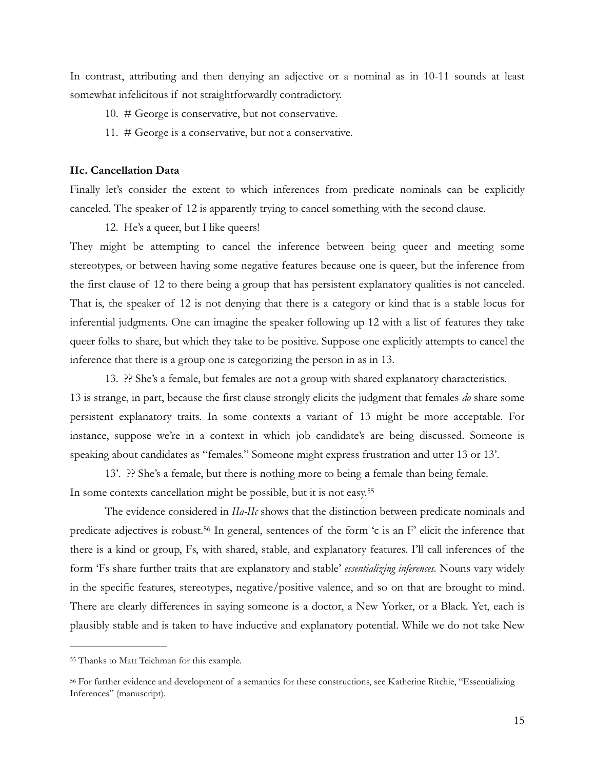In contrast, attributing and then denying an adjective or a nominal as in 10-11 sounds at least somewhat infelicitous if not straightforwardly contradictory.

10. # George is conservative, but not conservative.

11. # George is a conservative, but not a conservative.

**IIc. Cancellation Data**

Finally let's consider the extent to which inferences from predicate nominals can be explicitly canceled. The speaker of 12 is apparently trying to cancel something with the second clause.

12. He's a queer, but I like queers!

They might be attempting to cancel the inference between being queer and meeting some stereotypes, or between having some negative features because one is queer, but the inference from the first clause of 12 to there being a group that has persistent explanatory qualities is not canceled. That is, the speaker of 12 is not denying that there is a category or kind that is a stable locus for inferential judgments. One can imagine the speaker following up 12 with a list of features they take queer folks to share, but which they take to be positive. Suppose one explicitly attempts to cancel the inference that there is a group one is categorizing the person in as in 13.

13. ?? She's a female, but females are not a group with shared explanatory characteristics.

13 is strange, in part, because the first clause strongly elicits the judgment that females *do* share some persistent explanatory traits. In some contexts a variant of 13 might be more acceptable. For instance, suppose we're in a context in which job candidate's are being discussed. Someone is speaking about candidates as "females." Someone might express frustration and utter 13 or 13'.

13'. ?? She's a female, but there is nothing more to being **a** female than being female.

In some contexts cancellation might be possible, but it is not easy.[55]

The evidence considered in *IIa-IIc* shows that the distinction between predicate nominals and predicate adjectives is robust.[56] In general, sentences of the form 'c is an F' elicit the inference that there is a kind or group, Fs, with shared, stable, and explanatory features. I'll call inferences of the form 'Fs share further traits that are explanatory and stable' *essentializing inferences.* Nouns vary widely in the specific features, stereotypes, negative/positive valence, and so on that are brought to mind. There are clearly differences in saying someone is a doctor, a New Yorker, or a Black. Yet, each is plausibly stable and is taken to have inductive and explanatory potential. While we do not take New

---

[55] Thanks to Matt Teichman for this example.

[56] For further evidence and development of a semantics for these constructions, see Katherine Ritchie, "Essentializing Inferences" (manuscript).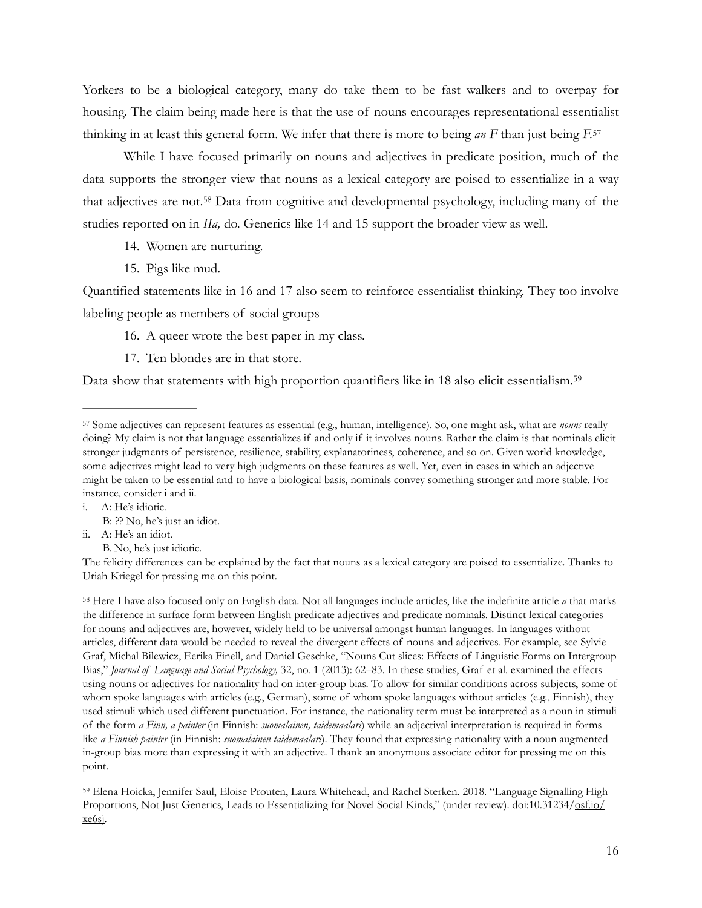Yorkers to be a biological category, many do take them to be fast walkers and to overpay for housing. The claim being made here is that the use of nouns encourages representational essentialist thinking in at least this general form. We infer that there is more to being *an F* than just being *F*.[57]

While I have focused primarily on nouns and adjectives in predicate position, much of the data supports the stronger view that nouns as a lexical category are poised to essentialize in a way that adjectives are not.[58] Data from cognitive and developmental psychology, including many of the studies reported on in *IIa,* do. Generics like 14 and 15 support the broader view as well.

14. Women are nurturing.
15. Pigs like mud.

Quantified statements like in 16 and 17 also seem to reinforce essentialist thinking. They too involve labeling people as members of social groups

16. A queer wrote the best paper in my class.
17. Ten blondes are in that store.

Data show that statements with high proportion quantifiers like in 18 also elicit essentialism.[59]

---

[57] Some adjectives can represent features as essential (e.g., human, intelligence). So, one might ask, what are *nouns* really doing? My claim is not that language essentializes if and only if it involves nouns. Rather the claim is that nominals elicit stronger judgments of persistence, resilience, stability, explanatoriness, coherence, and so on. Given world knowledge, some adjectives might lead to very high judgments on these features as well. Yet, even in cases in which an adjective might be taken to be essential and to have a biological basis, nominals convey something stronger and more stable. For instance, consider i and ii.

i. A: He's idiotic.
   B: ?? No, he's just an idiot.
ii. A: He's an idiot.
   B. No, he's just idiotic.

The felicity differences can be explained by the fact that nouns as a lexical category are poised to essentialize. Thanks to Uriah Kriegel for pressing me on this point.

[58] Here I have also focused only on English data. Not all languages include articles, like the indefinite article *a* that marks the difference in surface form between English predicate adjectives and predicate nominals. Distinct lexical categories for nouns and adjectives are, however, widely held to be universal amongst human languages. In languages without articles, different data would be needed to reveal the divergent effects of nouns and adjectives. For example, see Sylvie Graf, Michal Bilewicz, Eerika Finell, and Daniel Geschke, "Nouns Cut slices: Effects of Linguistic Forms on Intergroup Bias," *Journal of Language and Social Psychology,* 32, no. 1 (2013): 62–83. In these studies, Graf et al. examined the effects using nouns or adjectives for nationality had on inter-group bias. To allow for similar conditions across subjects, some of whom spoke languages with articles (e.g., German), some of whom spoke languages without articles (e.g., Finnish), they used stimuli which used different punctuation. For instance, the nationality term must be interpreted as a noun in stimuli of the form *a Finn, a painter* (in Finnish: *suomalainen, taidemaalari*) while an adjectival interpretation is required in forms like *a Finnish painter* (in Finnish: *suomalainen taidemaalari*). They found that expressing nationality with a noun augmented in-group bias more than expressing it with an adjective. I thank an anonymous associate editor for pressing me on this point.

[59] Elena Hoicka, Jennifer Saul, Eloise Prouten, Laura Whitehead, and Rachel Sterken. 2018. "Language Signalling High Proportions, Not Just Generics, Leads to Essentializing for Novel Social Kinds," (under review). doi:10.31234/osf.io/xe6sj.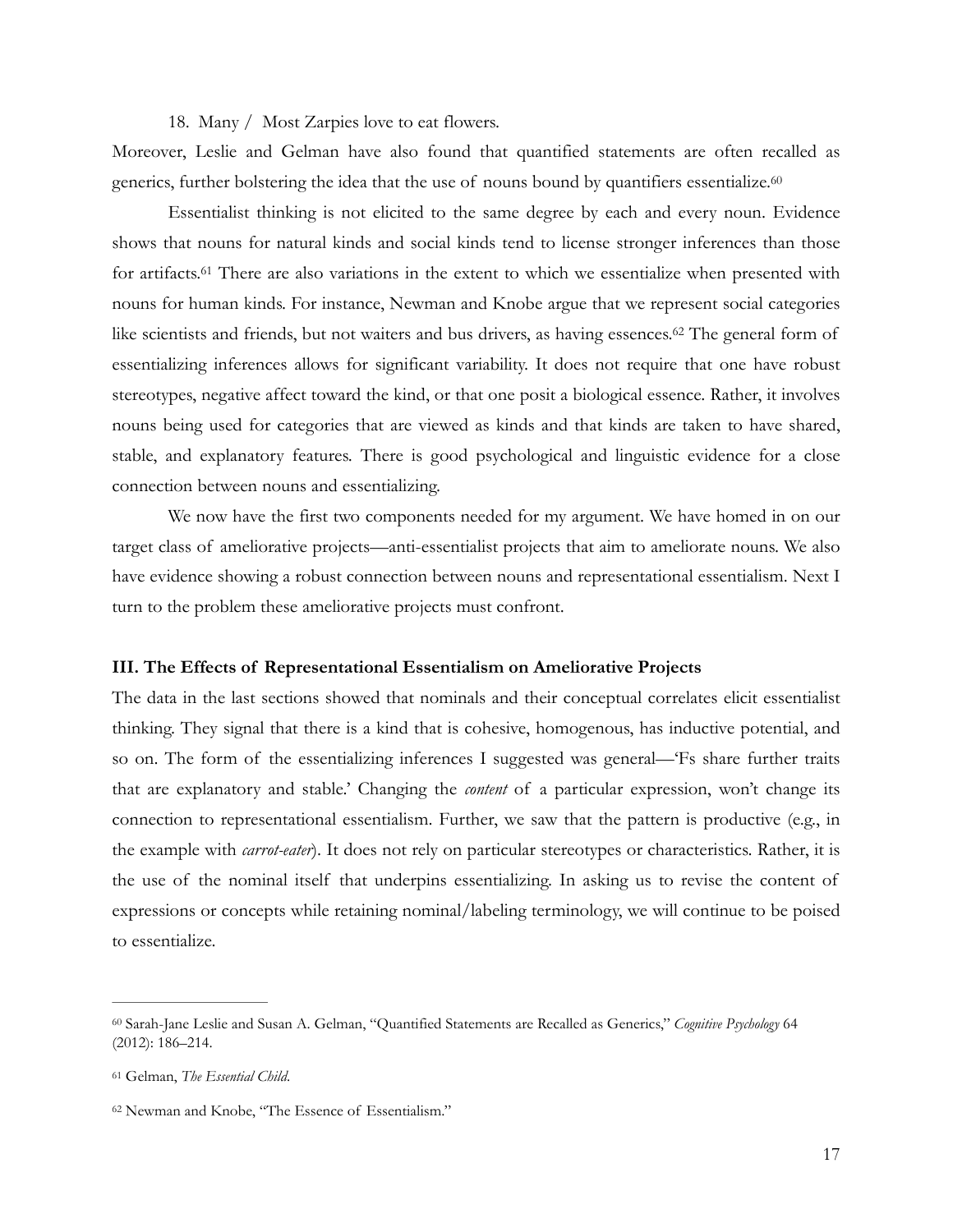18. Many / Most Zarpies love to eat flowers.

Moreover, Leslie and Gelman have also found that quantified statements are often recalled as generics, further bolstering the idea that the use of nouns bound by quantifiers essentialize.[60]

Essentialist thinking is not elicited to the same degree by each and every noun. Evidence shows that nouns for natural kinds and social kinds tend to license stronger inferences than those for artifacts.[61] There are also variations in the extent to which we essentialize when presented with nouns for human kinds. For instance, Newman and Knobe argue that we represent social categories like scientists and friends, but not waiters and bus drivers, as having essences.[62] The general form of essentializing inferences allows for significant variability. It does not require that one have robust stereotypes, negative affect toward the kind, or that one posit a biological essence. Rather, it involves nouns being used for categories that are viewed as kinds and that kinds are taken to have shared, stable, and explanatory features. There is good psychological and linguistic evidence for a close connection between nouns and essentializing.

We now have the first two components needed for my argument. We have homed in on our target class of ameliorative projects—anti-essentialist projects that aim to ameliorate nouns. We also have evidence showing a robust connection between nouns and representational essentialism. Next I turn to the problem these ameliorative projects must confront.

## III. The Effects of Representational Essentialism on Ameliorative Projects

The data in the last sections showed that nominals and their conceptual correlates elicit essentialist thinking. They signal that there is a kind that is cohesive, homogenous, has inductive potential, and so on. The form of the essentializing inferences I suggested was general—'Fs share further traits that are explanatory and stable.' Changing the *content* of a particular expression, won't change its connection to representational essentialism. Further, we saw that the pattern is productive (e.g., in the example with *carrot-eater*). It does not rely on particular stereotypes or characteristics. Rather, it is the use of the nominal itself that underpins essentializing. In asking us to revise the content of expressions or concepts while retaining nominal/labeling terminology, we will continue to be poised to essentialize.

---

[60] Sarah-Jane Leslie and Susan A. Gelman, "Quantified Statements are Recalled as Generics," *Cognitive Psychology* 64 (2012): 186–214.

[61] Gelman, *The Essential Child*.

[62] Newman and Knobe, "The Essence of Essentialism."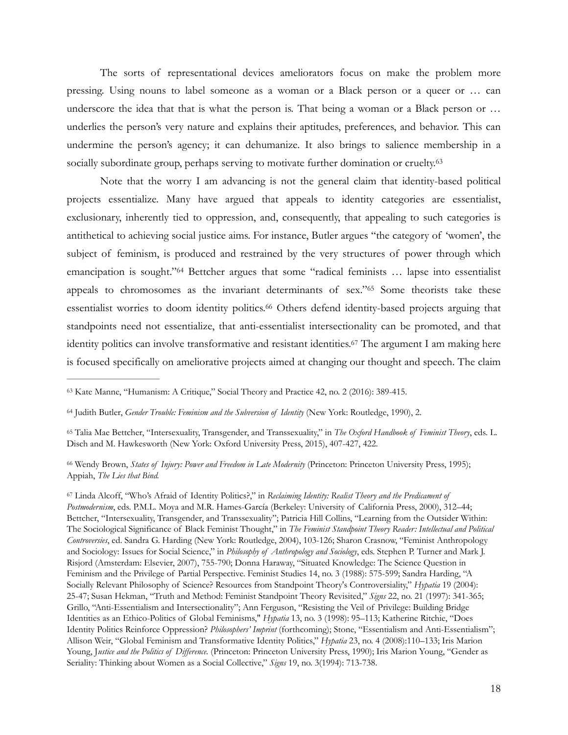The sorts of representational devices ameliorators focus on make the problem more pressing. Using nouns to label someone as a woman or a Black person or a queer or … can underscore the idea that that is what the person is. That being a woman or a Black person or … underlies the person's very nature and explains their aptitudes, preferences, and behavior. This can undermine the person's agency; it can dehumanize. It also brings to salience membership in a socially subordinate group, perhaps serving to motivate further domination or cruelty.[63]

Note that the worry I am advancing is not the general claim that identity-based political projects essentialize. Many have argued that appeals to identity categories are essentialist, exclusionary, inherently tied to oppression, and, consequently, that appealing to such categories is antithetical to achieving social justice aims. For instance, Butler argues "the category of 'women', the subject of feminism, is produced and restrained by the very structures of power through which emancipation is sought."[64] Bettcher argues that some "radical feminists … lapse into essentialist appeals to chromosomes as the invariant determinants of sex."[65] Some theorists take these essentialist worries to doom identity politics.[66] Others defend identity-based projects arguing that standpoints need not essentialize, that anti-essentialist intersectionality can be promoted, and that identity politics can involve transformative and resistant identities.[67] The argument I am making here is focused specifically on ameliorative projects aimed at changing our thought and speech. The claim

---

[63] Kate Manne, "Humanism: A Critique," Social Theory and Practice 42, no. 2 (2016): 389-415.

[64] Judith Butler, *Gender Trouble: Feminism and the Subversion of Identity* (New York: Routledge, 1990), 2.

[65] Talia Mae Bettcher, "Intersexuality, Transgender, and Transsexuality," in *The Oxford Handbook of Feminist Theory*, eds. L. Disch and M. Hawkesworth (New York: Oxford University Press, 2015), 407-427, 422.

[66] Wendy Brown, *States of Injury: Power and Freedom in Late Modernity* (Princeton: Princeton University Press, 1995); Appiah, *The Lies that Bind.*

[67] Linda Alcoff, "Who's Afraid of Identity Politics?," in *Reclaiming Identity: Realist Theory and the Predicament of Postmodernism*, eds. P.M.L. Moya and M.R. Hames-García (Berkeley: University of California Press, 2000), 312–44; Bettcher, "Intersexuality, Transgender, and Transsexuality"; Patricia Hill Collins, "Learning from the Outsider Within: The Sociological Significance of Black Feminist Thought," in *The Feminist Standpoint Theory Reader: Intellectual and Political Controversies*, ed. Sandra G. Harding (New York: Routledge, 2004), 103-126; Sharon Crasnow, "Feminist Anthropology and Sociology: Issues for Social Science," in *Philosophy of Anthropology and Sociology*, eds. Stephen P. Turner and Mark J. Risjord (Amsterdam: Elsevier, 2007), 755-790; Donna Haraway, "Situated Knowledge: The Science Question in Feminism and the Privilege of Partial Perspective. Feminist Studies 14, no. 3 (1988): 575-599; Sandra Harding, "A Socially Relevant Philosophy of Science? Resources from Standpoint Theory's Controversiality," *Hypatia* 19 (2004): 25-47; Susan Hekman, "Truth and Method: Feminist Standpoint Theory Revisited," *Signs* 22, no. 21 (1997): 341-365; Grillo, "Anti-Essentialism and Intersectionality"; Ann Ferguson, "Resisting the Veil of Privilege: Building Bridge Identities as an Ethico-Politics of Global Feminisms," *Hypatia* 13, no. 3 (1998): 95–113; Katherine Ritchie, "Does Identity Politics Reinforce Oppression? *Philosophers' Imprint* (forthcoming); Stone, "Essentialism and Anti-Essentialism"; Allison Weir, "Global Feminism and Transformative Identity Politics," *Hypatia* 23, no. 4 (2008):110–133; Iris Marion Young, J*ustice and the Politics of Difference.* (Princeton: Princeton University Press, 1990); Iris Marion Young, "Gender as Seriality: Thinking about Women as a Social Collective," *Signs* 19, no. 3(1994): 713-738.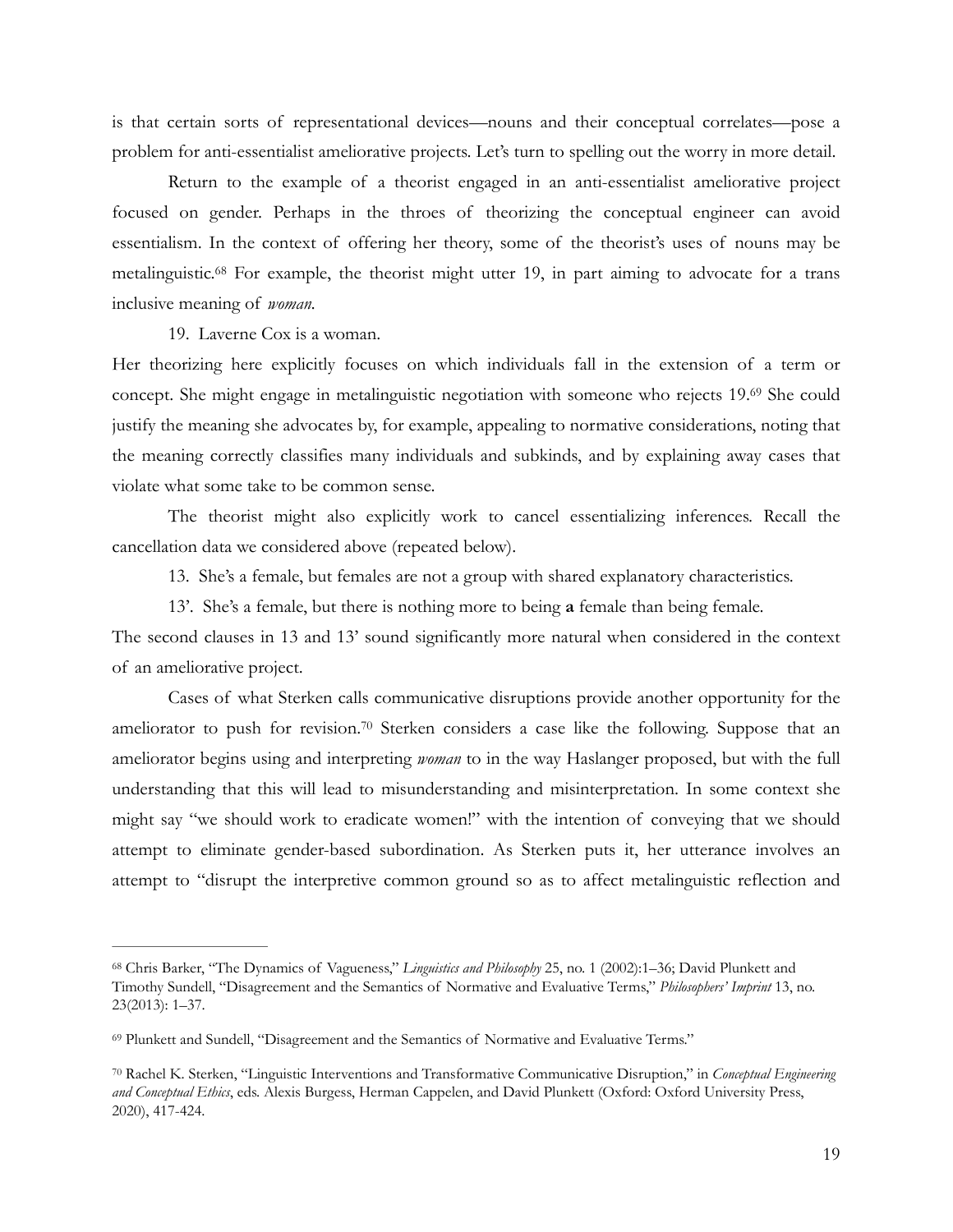is that certain sorts of representational devices—nouns and their conceptual correlates—pose a problem for anti-essentialist ameliorative projects. Let's turn to spelling out the worry in more detail.

Return to the example of a theorist engaged in an anti-essentialist ameliorative project focused on gender. Perhaps in the throes of theorizing the conceptual engineer can avoid essentialism. In the context of offering her theory, some of the theorist's uses of nouns may be metalinguistic.[68] For example, the theorist might utter 19, in part aiming to advocate for a trans inclusive meaning of *woman*.

19. Laverne Cox is a woman.

Her theorizing here explicitly focuses on which individuals fall in the extension of a term or concept. She might engage in metalinguistic negotiation with someone who rejects 19.[69] She could justify the meaning she advocates by, for example, appealing to normative considerations, noting that the meaning correctly classifies many individuals and subkinds, and by explaining away cases that violate what some take to be common sense.

The theorist might also explicitly work to cancel essentializing inferences. Recall the cancellation data we considered above (repeated below).

13. She's a female, but females are not a group with shared explanatory characteristics.

13'. She's a female, but there is nothing more to being **a** female than being female.

The second clauses in 13 and 13' sound significantly more natural when considered in the context of an ameliorative project.

Cases of what Sterken calls communicative disruptions provide another opportunity for the ameliorator to push for revision.[70] Sterken considers a case like the following. Suppose that an ameliorator begins using and interpreting *woman* to in the way Haslanger proposed, but with the full understanding that this will lead to misunderstanding and misinterpretation. In some context she might say "we should work to eradicate women!" with the intention of conveying that we should attempt to eliminate gender-based subordination. As Sterken puts it, her utterance involves an attempt to "disrupt the interpretive common ground so as to affect metalinguistic reflection and

---

[68] Chris Barker, "The Dynamics of Vagueness," *Linguistics and Philosophy* 25, no. 1 (2002):1–36; David Plunkett and Timothy Sundell, "Disagreement and the Semantics of Normative and Evaluative Terms," *Philosophers' Imprint* 13, no. 23(2013): 1–37.

[69] Plunkett and Sundell, "Disagreement and the Semantics of Normative and Evaluative Terms."

[70] Rachel K. Sterken, "Linguistic Interventions and Transformative Communicative Disruption," in *Conceptual Engineering and Conceptual Ethics*, eds. Alexis Burgess, Herman Cappelen, and David Plunkett (Oxford: Oxford University Press, 2020), 417-424.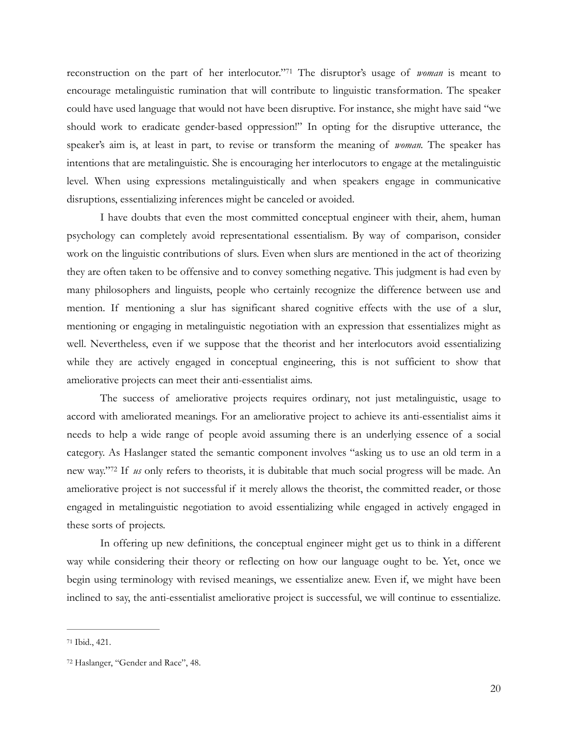reconstruction on the part of her interlocutor."[71] The disruptor's usage of *woman* is meant to encourage metalinguistic rumination that will contribute to linguistic transformation. The speaker could have used language that would not have been disruptive. For instance, she might have said "we should work to eradicate gender-based oppression!" In opting for the disruptive utterance, the speaker's aim is, at least in part, to revise or transform the meaning of *woman.* The speaker has intentions that are metalinguistic. She is encouraging her interlocutors to engage at the metalinguistic level. When using expressions metalinguistically and when speakers engage in communicative disruptions, essentializing inferences might be canceled or avoided.

I have doubts that even the most committed conceptual engineer with their, ahem, human psychology can completely avoid representational essentialism. By way of comparison, consider work on the linguistic contributions of slurs. Even when slurs are mentioned in the act of theorizing they are often taken to be offensive and to convey something negative. This judgment is had even by many philosophers and linguists, people who certainly recognize the difference between use and mention. If mentioning a slur has significant shared cognitive effects with the use of a slur, mentioning or engaging in metalinguistic negotiation with an expression that essentializes might as well. Nevertheless, even if we suppose that the theorist and her interlocutors avoid essentializing while they are actively engaged in conceptual engineering, this is not sufficient to show that ameliorative projects can meet their anti-essentialist aims.

The success of ameliorative projects requires ordinary, not just metalinguistic, usage to accord with ameliorated meanings. For an ameliorative project to achieve its anti-essentialist aims it needs to help a wide range of people avoid assuming there is an underlying essence of a social category. As Haslanger stated the semantic component involves "asking us to use an old term in a new way."[72] If *us* only refers to theorists, it is dubitable that much social progress will be made. An ameliorative project is not successful if it merely allows the theorist, the committed reader, or those engaged in metalinguistic negotiation to avoid essentializing while engaged in actively engaged in these sorts of projects.

In offering up new definitions, the conceptual engineer might get us to think in a different way while considering their theory or reflecting on how our language ought to be. Yet, once we begin using terminology with revised meanings, we essentialize anew. Even if, we might have been inclined to say, the anti-essentialist ameliorative project is successful, we will continue to essentialize.

---

[71] Ibid., 421.

[72] Haslanger, "Gender and Race", 48.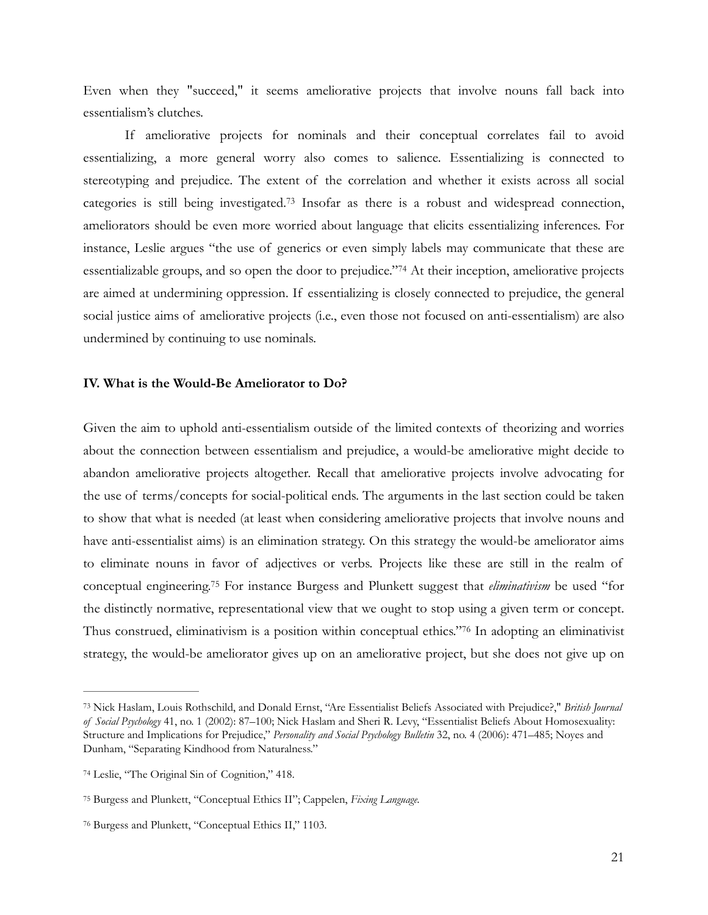Even when they "succeed," it seems ameliorative projects that involve nouns fall back into essentialism's clutches.

If ameliorative projects for nominals and their conceptual correlates fail to avoid essentializing, a more general worry also comes to salience. Essentializing is connected to stereotyping and prejudice. The extent of the correlation and whether it exists across all social categories is still being investigated.[73] Insofar as there is a robust and widespread connection, ameliorators should be even more worried about language that elicits essentializing inferences. For instance, Leslie argues "the use of generics or even simply labels may communicate that these are essentializable groups, and so open the door to prejudice."[74] At their inception, ameliorative projects are aimed at undermining oppression. If essentializing is closely connected to prejudice, the general social justice aims of ameliorative projects (i.e., even those not focused on anti-essentialism) are also undermined by continuing to use nominals.

### IV. What is the Would-Be Ameliorator to Do?

Given the aim to uphold anti-essentialism outside of the limited contexts of theorizing and worries about the connection between essentialism and prejudice, a would-be ameliorative might decide to abandon ameliorative projects altogether. Recall that ameliorative projects involve advocating for the use of terms/concepts for social-political ends. The arguments in the last section could be taken to show that what is needed (at least when considering ameliorative projects that involve nouns and have anti-essentialist aims) is an elimination strategy. On this strategy the would-be ameliorator aims to eliminate nouns in favor of adjectives or verbs. Projects like these are still in the realm of conceptual engineering.[75] For instance Burgess and Plunkett suggest that *eliminativism* be used "for the distinctly normative, representational view that we ought to stop using a given term or concept. Thus construed, eliminativism is a position within conceptual ethics."[76] In adopting an eliminativist strategy, the would-be ameliorator gives up on an ameliorative project, but she does not give up on

---

[73] Nick Haslam, Louis Rothschild, and Donald Ernst, "Are Essentialist Beliefs Associated with Prejudice?," *British Journal of Social Psychology* 41, no. 1 (2002): 87–100; Nick Haslam and Sheri R. Levy, "Essentialist Beliefs About Homosexuality: Structure and Implications for Prejudice," *Personality and Social Psychology Bulletin* 32, no. 4 (2006): 471–485; Noyes and Dunham, "Separating Kindhood from Naturalness."

[74] Leslie, "The Original Sin of Cognition," 418.

[75] Burgess and Plunkett, "Conceptual Ethics II"; Cappelen, *Fixing Language.*

[76] Burgess and Plunkett, "Conceptual Ethics II," 1103.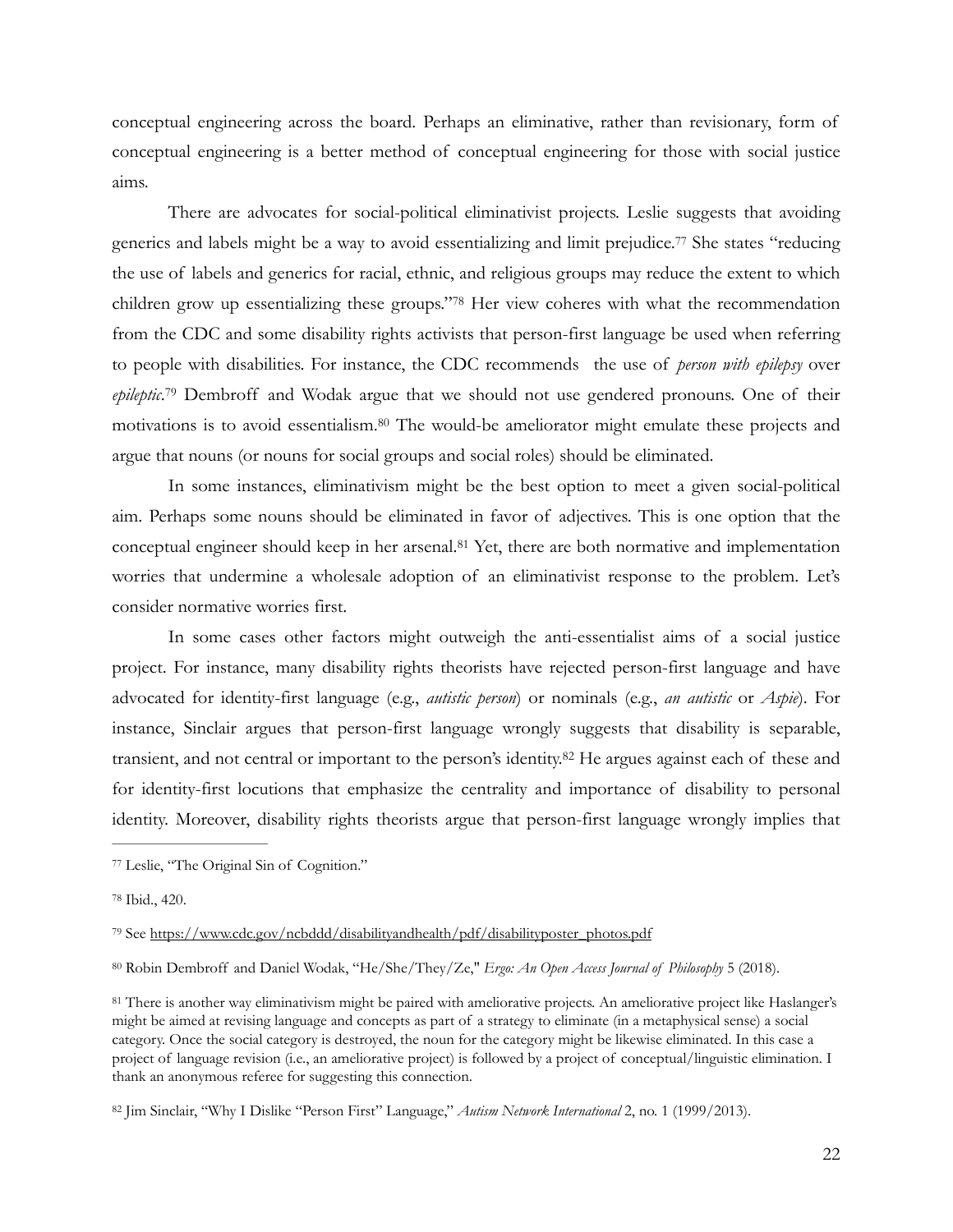conceptual engineering across the board. Perhaps an eliminative, rather than revisionary, form of conceptual engineering is a better method of conceptual engineering for those with social justice aims.

There are advocates for social-political eliminativist projects. Leslie suggests that avoiding generics and labels might be a way to avoid essentializing and limit prejudice.[77] She states "reducing the use of labels and generics for racial, ethnic, and religious groups may reduce the extent to which children grow up essentializing these groups."[78] Her view coheres with what the recommendation from the CDC and some disability rights activists that person-first language be used when referring to people with disabilities. For instance, the CDC recommends the use of *person with epilepsy* over *epileptic*.[79] Dembroff and Wodak argue that we should not use gendered pronouns. One of their motivations is to avoid essentialism.[80] The would-be ameliorator might emulate these projects and argue that nouns (or nouns for social groups and social roles) should be eliminated.

In some instances, eliminativism might be the best option to meet a given social-political aim. Perhaps some nouns should be eliminated in favor of adjectives. This is one option that the conceptual engineer should keep in her arsenal.[81] Yet, there are both normative and implementation worries that undermine a wholesale adoption of an eliminativist response to the problem. Let's consider normative worries first.

In some cases other factors might outweigh the anti-essentialist aims of a social justice project. For instance, many disability rights theorists have rejected person-first language and have advocated for identity-first language (e.g., *autistic person*) or nominals (e.g., *an autistic* or *Aspie*). For instance, Sinclair argues that person-first language wrongly suggests that disability is separable, transient, and not central or important to the person's identity.[82] He argues against each of these and for identity-first locutions that emphasize the centrality and importance of disability to personal identity. Moreover, disability rights theorists argue that person-first language wrongly implies that

---

[77] Leslie, "The Original Sin of Cognition."

[78] Ibid., 420.

[79] See https://www.cdc.gov/ncbddd/disabilityandhealth/pdf/disabilityposter_photos.pdf

[80] Robin Dembroff and Daniel Wodak, "He/She/They/Ze," *Ergo: An Open Access Journal of Philosophy* 5 (2018).

[81] There is another way eliminativism might be paired with ameliorative projects. An ameliorative project like Haslanger's might be aimed at revising language and concepts as part of a strategy to eliminate (in a metaphysical sense) a social category. Once the social category is destroyed, the noun for the category might be likewise eliminated. In this case a project of language revision (i.e., an ameliorative project) is followed by a project of conceptual/linguistic elimination. I thank an anonymous referee for suggesting this connection.

[82] Jim Sinclair, "Why I Dislike "Person First" Language," *Autism Network International* 2, no. 1 (1999/2013).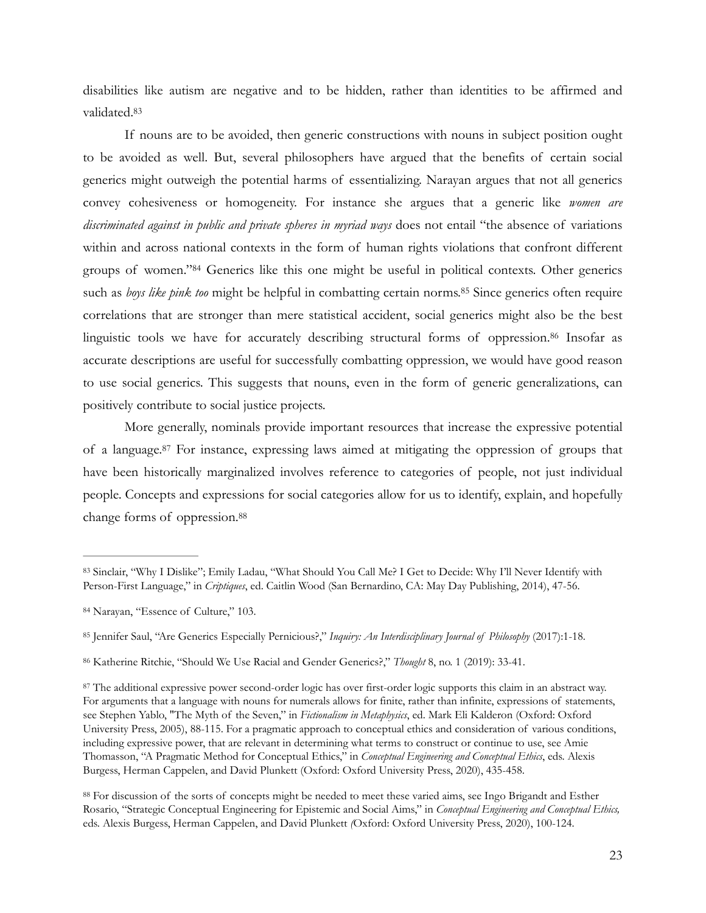disabilities like autism are negative and to be hidden, rather than identities to be affirmed and validated.[83]

If nouns are to be avoided, then generic constructions with nouns in subject position ought to be avoided as well. But, several philosophers have argued that the benefits of certain social generics might outweigh the potential harms of essentializing. Narayan argues that not all generics convey cohesiveness or homogeneity. For instance she argues that a generic like *women are discriminated against in public and private spheres in myriad ways* does not entail "the absence of variations within and across national contexts in the form of human rights violations that confront different groups of women."[84] Generics like this one might be useful in political contexts. Other generics such as *boys like pink too* might be helpful in combatting certain norms.[85] Since generics often require correlations that are stronger than mere statistical accident, social generics might also be the best linguistic tools we have for accurately describing structural forms of oppression.[86] Insofar as accurate descriptions are useful for successfully combatting oppression, we would have good reason to use social generics. This suggests that nouns, even in the form of generic generalizations, can positively contribute to social justice projects.

More generally, nominals provide important resources that increase the expressive potential of a language.[87] For instance, expressing laws aimed at mitigating the oppression of groups that have been historically marginalized involves reference to categories of people, not just individual people. Concepts and expressions for social categories allow for us to identify, explain, and hopefully change forms of oppression.[88]

---

[83] Sinclair, "Why I Dislike"; Emily Ladau, "What Should You Call Me? I Get to Decide: Why I'll Never Identify with Person-First Language," in *Criptiques*, ed. Caitlin Wood (San Bernardino, CA: May Day Publishing, 2014), 47-56.

[84] Narayan, "Essence of Culture," 103.

[85] Jennifer Saul, "Are Generics Especially Pernicious?," *Inquiry: An Interdisciplinary Journal of Philosophy* (2017):1-18.

[86] Katherine Ritchie, "Should We Use Racial and Gender Generics?," *Thought* 8, no. 1 (2019): 33-41.

[87] The additional expressive power second-order logic has over first-order logic supports this claim in an abstract way. For arguments that a language with nouns for numerals allows for finite, rather than infinite, expressions of statements, see Stephen Yablo, "The Myth of the Seven," in *Fictionalism in Metaphysics*, ed. Mark Eli Kalderon (Oxford: Oxford University Press, 2005), 88-115. For a pragmatic approach to conceptual ethics and consideration of various conditions, including expressive power, that are relevant in determining what terms to construct or continue to use, see Amie Thomasson, "A Pragmatic Method for Conceptual Ethics," in *Conceptual Engineering and Conceptual Ethics*, eds. Alexis Burgess, Herman Cappelen, and David Plunkett (Oxford: Oxford University Press, 2020), 435-458.

[88] For discussion of the sorts of concepts might be needed to meet these varied aims, see Ingo Brigandt and Esther Rosario, "Strategic Conceptual Engineering for Epistemic and Social Aims," in *Conceptual Engineering and Conceptual Ethics,* eds. Alexis Burgess, Herman Cappelen, and David Plunkett (Oxford: Oxford University Press, 2020), 100-124.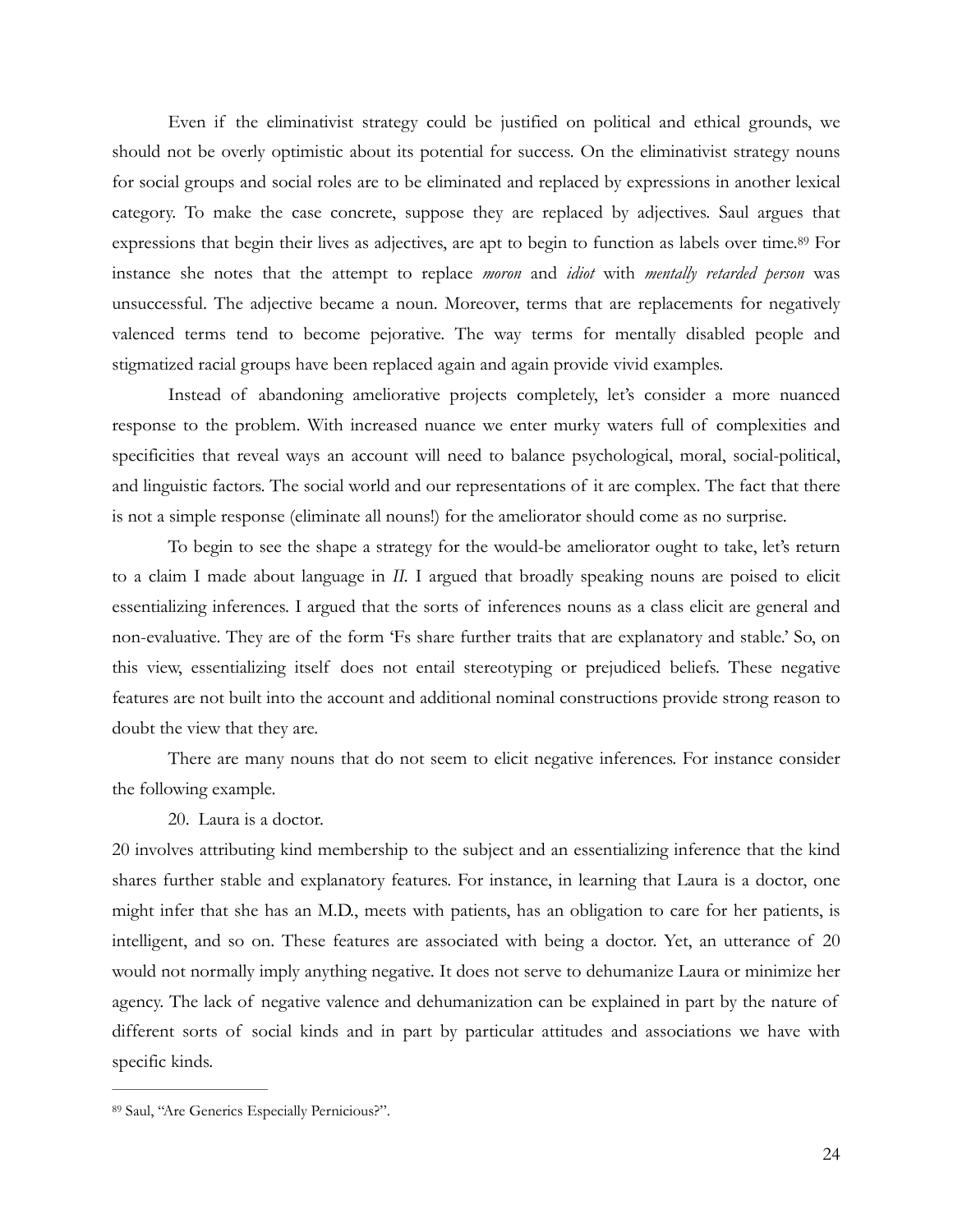Even if the eliminativist strategy could be justified on political and ethical grounds, we should not be overly optimistic about its potential for success. On the eliminativist strategy nouns for social groups and social roles are to be eliminated and replaced by expressions in another lexical category. To make the case concrete, suppose they are replaced by adjectives. Saul argues that expressions that begin their lives as adjectives, are apt to begin to function as labels over time.[89] For instance she notes that the attempt to replace *moron* and *idiot* with *mentally retarded person* was unsuccessful. The adjective became a noun. Moreover, terms that are replacements for negatively valenced terms tend to become pejorative. The way terms for mentally disabled people and stigmatized racial groups have been replaced again and again provide vivid examples.

Instead of abandoning ameliorative projects completely, let's consider a more nuanced response to the problem. With increased nuance we enter murky waters full of complexities and specificities that reveal ways an account will need to balance psychological, moral, social-political, and linguistic factors. The social world and our representations of it are complex. The fact that there is not a simple response (eliminate all nouns!) for the ameliorator should come as no surprise.

To begin to see the shape a strategy for the would-be ameliorator ought to take, let's return to a claim I made about language in *II*. I argued that broadly speaking nouns are poised to elicit essentializing inferences. I argued that the sorts of inferences nouns as a class elicit are general and non-evaluative. They are of the form 'Fs share further traits that are explanatory and stable.' So, on this view, essentializing itself does not entail stereotyping or prejudiced beliefs. These negative features are not built into the account and additional nominal constructions provide strong reason to doubt the view that they are.

There are many nouns that do not seem to elicit negative inferences. For instance consider the following example.

20. Laura is a doctor.

20 involves attributing kind membership to the subject and an essentializing inference that the kind shares further stable and explanatory features. For instance, in learning that Laura is a doctor, one might infer that she has an M.D., meets with patients, has an obligation to care for her patients, is intelligent, and so on. These features are associated with being a doctor. Yet, an utterance of 20 would not normally imply anything negative. It does not serve to dehumanize Laura or minimize her agency. The lack of negative valence and dehumanization can be explained in part by the nature of different sorts of social kinds and in part by particular attitudes and associations we have with specific kinds.

---

[89] Saul, "Are Generics Especially Pernicious?".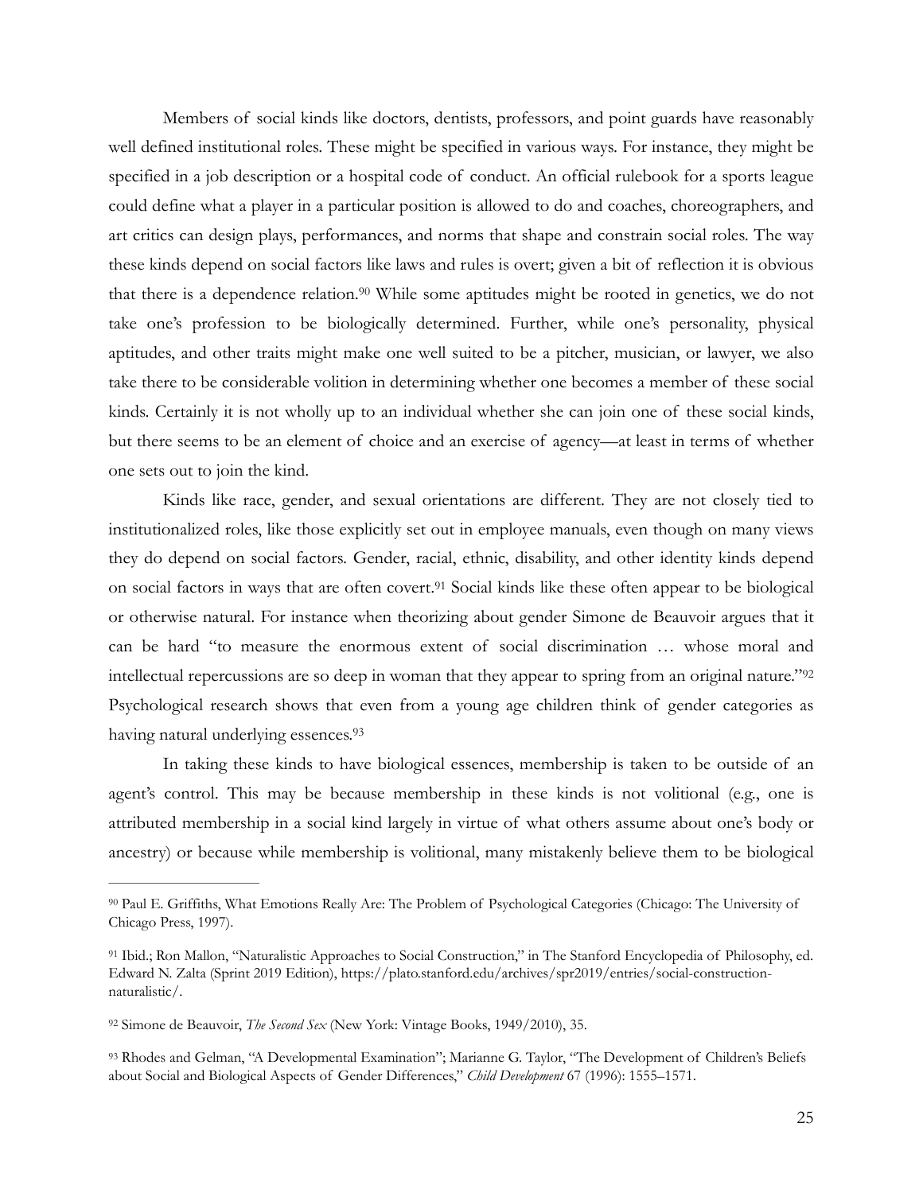Members of social kinds like doctors, dentists, professors, and point guards have reasonably well defined institutional roles. These might be specified in various ways. For instance, they might be specified in a job description or a hospital code of conduct. An official rulebook for a sports league could define what a player in a particular position is allowed to do and coaches, choreographers, and art critics can design plays, performances, and norms that shape and constrain social roles. The way these kinds depend on social factors like laws and rules is overt; given a bit of reflection it is obvious that there is a dependence relation.[90] While some aptitudes might be rooted in genetics, we do not take one's profession to be biologically determined. Further, while one's personality, physical aptitudes, and other traits might make one well suited to be a pitcher, musician, or lawyer, we also take there to be considerable volition in determining whether one becomes a member of these social kinds. Certainly it is not wholly up to an individual whether she can join one of these social kinds, but there seems to be an element of choice and an exercise of agency—at least in terms of whether one sets out to join the kind.

Kinds like race, gender, and sexual orientations are different. They are not closely tied to institutionalized roles, like those explicitly set out in employee manuals, even though on many views they do depend on social factors. Gender, racial, ethnic, disability, and other identity kinds depend on social factors in ways that are often covert.[91] Social kinds like these often appear to be biological or otherwise natural. For instance when theorizing about gender Simone de Beauvoir argues that it can be hard "to measure the enormous extent of social discrimination … whose moral and intellectual repercussions are so deep in woman that they appear to spring from an original nature."[92] Psychological research shows that even from a young age children think of gender categories as having natural underlying essences.[93]

In taking these kinds to have biological essences, membership is taken to be outside of an agent's control. This may be because membership in these kinds is not volitional (e.g., one is attributed membership in a social kind largely in virtue of what others assume about one's body or ancestry) or because while membership is volitional, many mistakenly believe them to be biological

---

[90] Paul E. Griffiths, What Emotions Really Are: The Problem of Psychological Categories (Chicago: The University of Chicago Press, 1997).

[91] Ibid.; Ron Mallon, "Naturalistic Approaches to Social Construction," in The Stanford Encyclopedia of Philosophy, ed. Edward N. Zalta (Sprint 2019 Edition), https://plato.stanford.edu/archives/spr2019/entries/social-construction-naturalistic/.

[92] Simone de Beauvoir, *The Second Sex* (New York: Vintage Books, 1949/2010), 35.

[93] Rhodes and Gelman, "A Developmental Examination"; Marianne G. Taylor, "The Development of Children's Beliefs about Social and Biological Aspects of Gender Differences," *Child Development* 67 (1996): 1555–1571.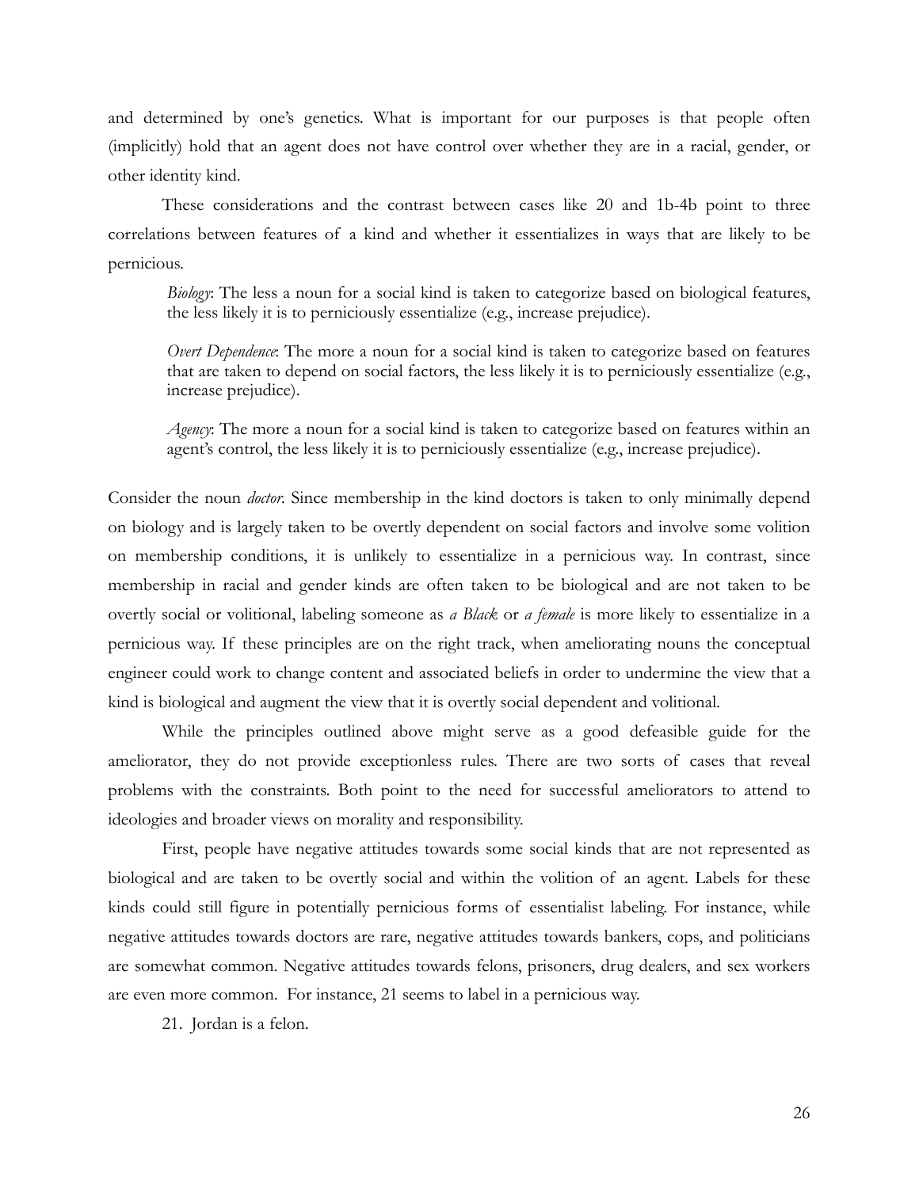and determined by one's genetics. What is important for our purposes is that people often (implicitly) hold that an agent does not have control over whether they are in a racial, gender, or other identity kind.

These considerations and the contrast between cases like 20 and 1b-4b point to three correlations between features of a kind and whether it essentializes in ways that are likely to be pernicious.

> *Biology*: The less a noun for a social kind is taken to categorize based on biological features, the less likely it is to perniciously essentialize (e.g., increase prejudice).
>
> *Overt Dependence*: The more a noun for a social kind is taken to categorize based on features that are taken to depend on social factors, the less likely it is to perniciously essentialize (e.g., increase prejudice).
>
> *Agency*: The more a noun for a social kind is taken to categorize based on features within an agent's control, the less likely it is to perniciously essentialize (e.g., increase prejudice).

Consider the noun *doctor*. Since membership in the kind doctors is taken to only minimally depend on biology and is largely taken to be overtly dependent on social factors and involve some volition on membership conditions, it is unlikely to essentialize in a pernicious way. In contrast, since membership in racial and gender kinds are often taken to be biological and are not taken to be overtly social or volitional, labeling someone as *a Black* or *a female* is more likely to essentialize in a pernicious way. If these principles are on the right track, when ameliorating nouns the conceptual engineer could work to change content and associated beliefs in order to undermine the view that a kind is biological and augment the view that it is overtly social dependent and volitional.

While the principles outlined above might serve as a good defeasible guide for the ameliorator, they do not provide exceptionless rules. There are two sorts of cases that reveal problems with the constraints. Both point to the need for successful ameliorators to attend to ideologies and broader views on morality and responsibility.

First, people have negative attitudes towards some social kinds that are not represented as biological and are taken to be overtly social and within the volition of an agent. Labels for these kinds could still figure in potentially pernicious forms of essentialist labeling. For instance, while negative attitudes towards doctors are rare, negative attitudes towards bankers, cops, and politicians are somewhat common. Negative attitudes towards felons, prisoners, drug dealers, and sex workers are even more common. For instance, 21 seems to label in a pernicious way.

21. Jordan is a felon.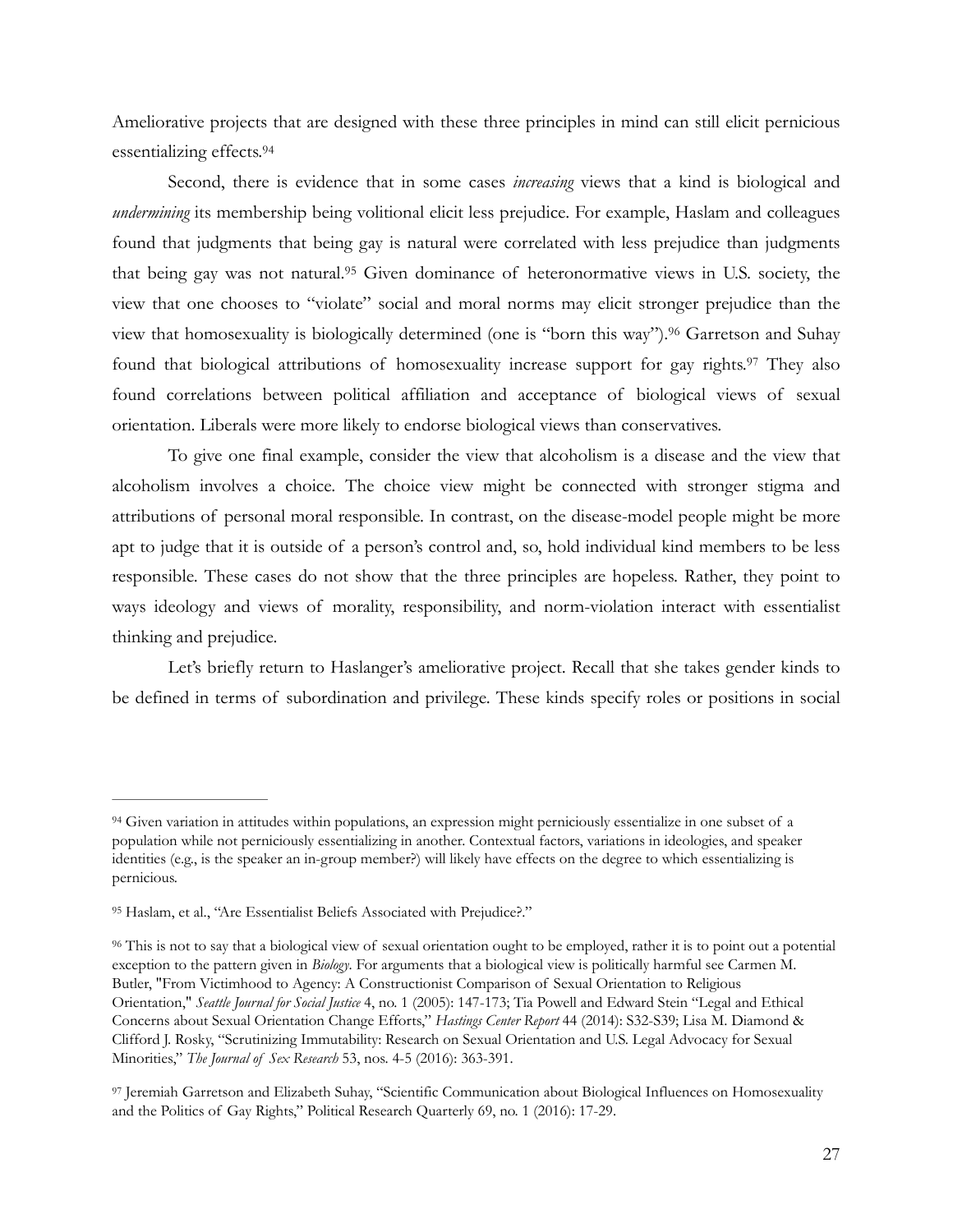Ameliorative projects that are designed with these three principles in mind can still elicit pernicious essentializing effects.[94]

Second, there is evidence that in some cases *increasing* views that a kind is biological and *undermining* its membership being volitional elicit less prejudice. For example, Haslam and colleagues found that judgments that being gay is natural were correlated with less prejudice than judgments that being gay was not natural.[95] Given dominance of heteronormative views in U.S. society, the view that one chooses to "violate" social and moral norms may elicit stronger prejudice than the view that homosexuality is biologically determined (one is "born this way").[96] Garretson and Suhay found that biological attributions of homosexuality increase support for gay rights.[97] They also found correlations between political affiliation and acceptance of biological views of sexual orientation. Liberals were more likely to endorse biological views than conservatives.

To give one final example, consider the view that alcoholism is a disease and the view that alcoholism involves a choice. The choice view might be connected with stronger stigma and attributions of personal moral responsible. In contrast, on the disease-model people might be more apt to judge that it is outside of a person's control and, so, hold individual kind members to be less responsible. These cases do not show that the three principles are hopeless. Rather, they point to ways ideology and views of morality, responsibility, and norm-violation interact with essentialist thinking and prejudice.

Let's briefly return to Haslanger's ameliorative project. Recall that she takes gender kinds to be defined in terms of subordination and privilege. These kinds specify roles or positions in social

---

[94] Given variation in attitudes within populations, an expression might perniciously essentialize in one subset of a population while not perniciously essentializing in another. Contextual factors, variations in ideologies, and speaker identities (e.g., is the speaker an in-group member?) will likely have effects on the degree to which essentializing is pernicious.

[95] Haslam, et al., "Are Essentialist Beliefs Associated with Prejudice?."

[96] This is not to say that a biological view of sexual orientation ought to be employed, rather it is to point out a potential exception to the pattern given in *Biology*. For arguments that a biological view is politically harmful see Carmen M. Butler, "From Victimhood to Agency: A Constructionist Comparison of Sexual Orientation to Religious Orientation," *Seattle Journal for Social Justice* 4, no. 1 (2005): 147-173; Tia Powell and Edward Stein "Legal and Ethical Concerns about Sexual Orientation Change Efforts," *Hastings Center Report* 44 (2014): S32-S39; Lisa M. Diamond & Clifford J. Rosky, "Scrutinizing Immutability: Research on Sexual Orientation and U.S. Legal Advocacy for Sexual Minorities," *The Journal of Sex Research* 53, nos. 4-5 (2016): 363-391.

[97] Jeremiah Garretson and Elizabeth Suhay, "Scientific Communication about Biological Influences on Homosexuality and the Politics of Gay Rights," Political Research Quarterly 69, no. 1 (2016): 17-29.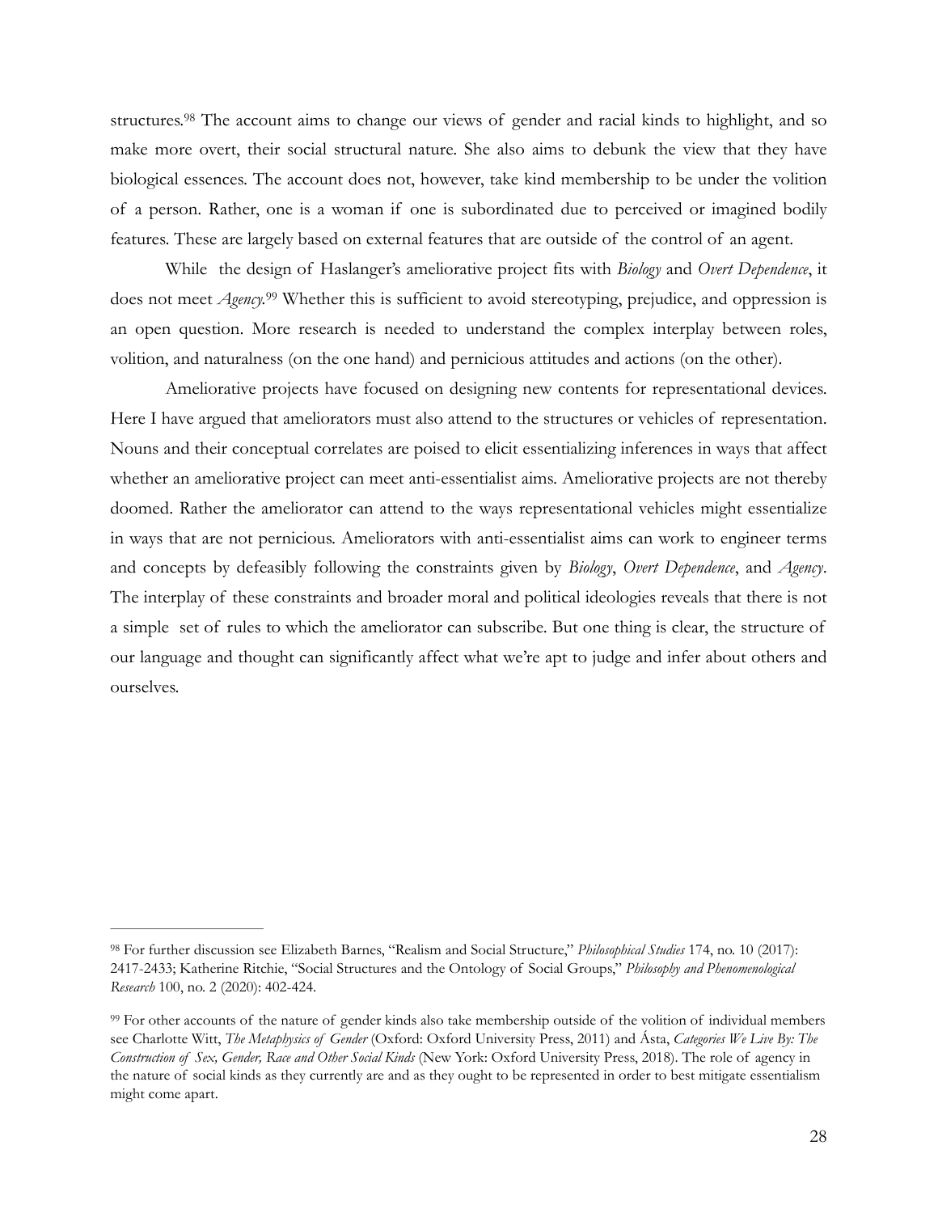structures.[98] The account aims to change our views of gender and racial kinds to highlight, and so make more overt, their social structural nature. She also aims to debunk the view that they have biological essences. The account does not, however, take kind membership to be under the volition of a person. Rather, one is a woman if one is subordinated due to perceived or imagined bodily features. These are largely based on external features that are outside of the control of an agent.

While the design of Haslanger's ameliorative project fits with *Biology* and *Overt Dependence*, it does not meet *Agency*.[99] Whether this is sufficient to avoid stereotyping, prejudice, and oppression is an open question. More research is needed to understand the complex interplay between roles, volition, and naturalness (on the one hand) and pernicious attitudes and actions (on the other).

Ameliorative projects have focused on designing new contents for representational devices. Here I have argued that ameliorators must also attend to the structures or vehicles of representation. Nouns and their conceptual correlates are poised to elicit essentializing inferences in ways that affect whether an ameliorative project can meet anti-essentialist aims. Ameliorative projects are not thereby doomed. Rather the ameliorator can attend to the ways representational vehicles might essentialize in ways that are not pernicious. Ameliorators with anti-essentialist aims can work to engineer terms and concepts by defeasibly following the constraints given by *Biology*, *Overt Dependence*, and *Agency*. The interplay of these constraints and broader moral and political ideologies reveals that there is not a simple set of rules to which the ameliorator can subscribe. But one thing is clear, the structure of our language and thought can significantly affect what we're apt to judge and infer about others and ourselves.

---

[98] For further discussion see Elizabeth Barnes, "Realism and Social Structure," *Philosophical Studies* 174, no. 10 (2017): 2417-2433; Katherine Ritchie, "Social Structures and the Ontology of Social Groups," *Philosophy and Phenomenological Research* 100, no. 2 (2020): 402-424.

[99] For other accounts of the nature of gender kinds also take membership outside of the volition of individual members see Charlotte Witt, *The Metaphysics of Gender* (Oxford: Oxford University Press, 2011) and Ásta, *Categories We Live By: The Construction of Sex, Gender, Race and Other Social Kinds* (New York: Oxford University Press, 2018). The role of agency in the nature of social kinds as they currently are and as they ought to be represented in order to best mitigate essentialism might come apart.